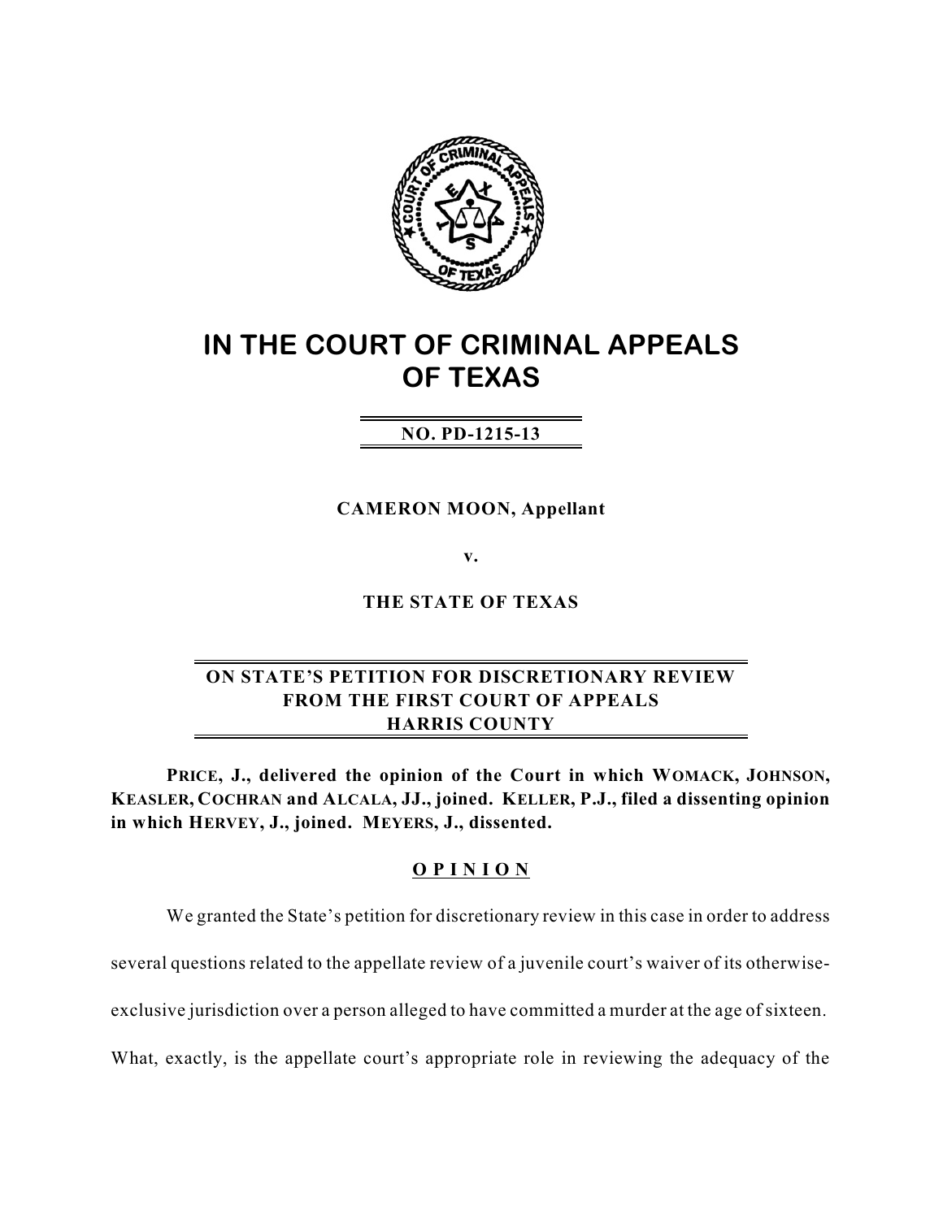# IN THE COURT OF CRIMINAL APPEALS OF TEXAS

**NO. PD-1215-13**

**CAMERON MOON, Appellant**

**v.**

**THE STATE OF TEXAS**

**ON STATE'S PETITION FOR DISCRETIONARY REVIEW FROM THE FIRST COURT OF APPEALS HARRIS COUNTY**

**PRICE, J., delivered the opinion of the Court in which WOMACK, JOHNSON, KEASLER, COCHRAN and ALCALA, JJ., joined. KELLER, P.J., filed a dissenting opinion in which HERVEY, J., joined. MEYERS, J., dissented.**

## OPINION

We granted the State's petition for discretionary review in this case in order to address several questions related to the appellate review of a juvenile court's waiver of its otherwise-exclusive jurisdiction over a person alleged to have committed a murder at the age of sixteen. What, exactly, is the appellate court's appropriate role in reviewing the adequacy of the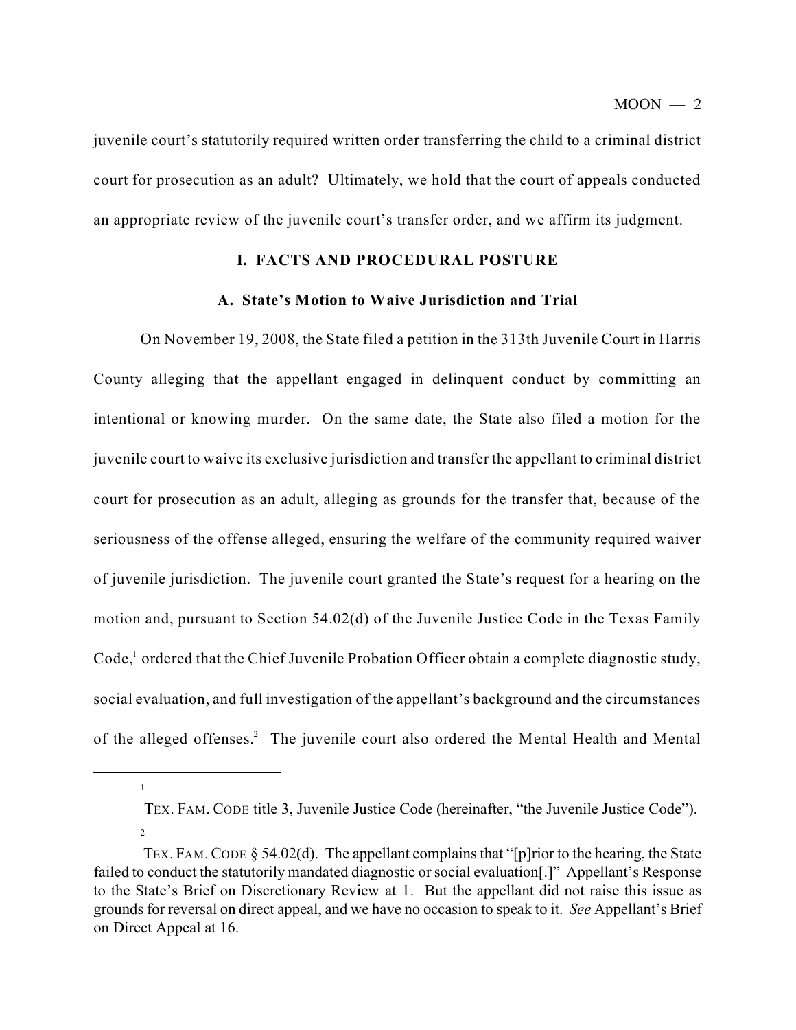juvenile court's statutorily required written order transferring the child to a criminal district court for prosecution as an adult? Ultimately, we hold that the court of appeals conducted an appropriate review of the juvenile court's transfer order, and we affirm its judgment.

## I. FACTS AND PROCEDURAL POSTURE

### A. State's Motion to Waive Jurisdiction and Trial

On November 19, 2008, the State filed a petition in the 313th Juvenile Court in Harris County alleging that the appellant engaged in delinquent conduct by committing an intentional or knowing murder. On the same date, the State also filed a motion for the juvenile court to waive its exclusive jurisdiction and transfer the appellant to criminal district court for prosecution as an adult, alleging as grounds for the transfer that, because of the seriousness of the offense alleged, ensuring the welfare of the community required waiver of juvenile jurisdiction. The juvenile court granted the State's request for a hearing on the motion and, pursuant to Section 54.02(d) of the Juvenile Justice Code in the Texas Family Code,[1] ordered that the Chief Juvenile Probation Officer obtain a complete diagnostic study, social evaluation, and full investigation of the appellant's background and the circumstances of the alleged offenses.[2] The juvenile court also ordered the Mental Health and Mental

---

[1] TEX. FAM. CODE title 3, Juvenile Justice Code (hereinafter, "the Juvenile Justice Code").

[2] TEX. FAM. CODE § 54.02(d). The appellant complains that "[p]rior to the hearing, the State failed to conduct the statutorily mandated diagnostic or social evaluation[.]" Appellant's Response to the State's Brief on Discretionary Review at 1. But the appellant did not raise this issue as grounds for reversal on direct appeal, and we have no occasion to speak to it. *See* Appellant's Brief on Direct Appeal at 16.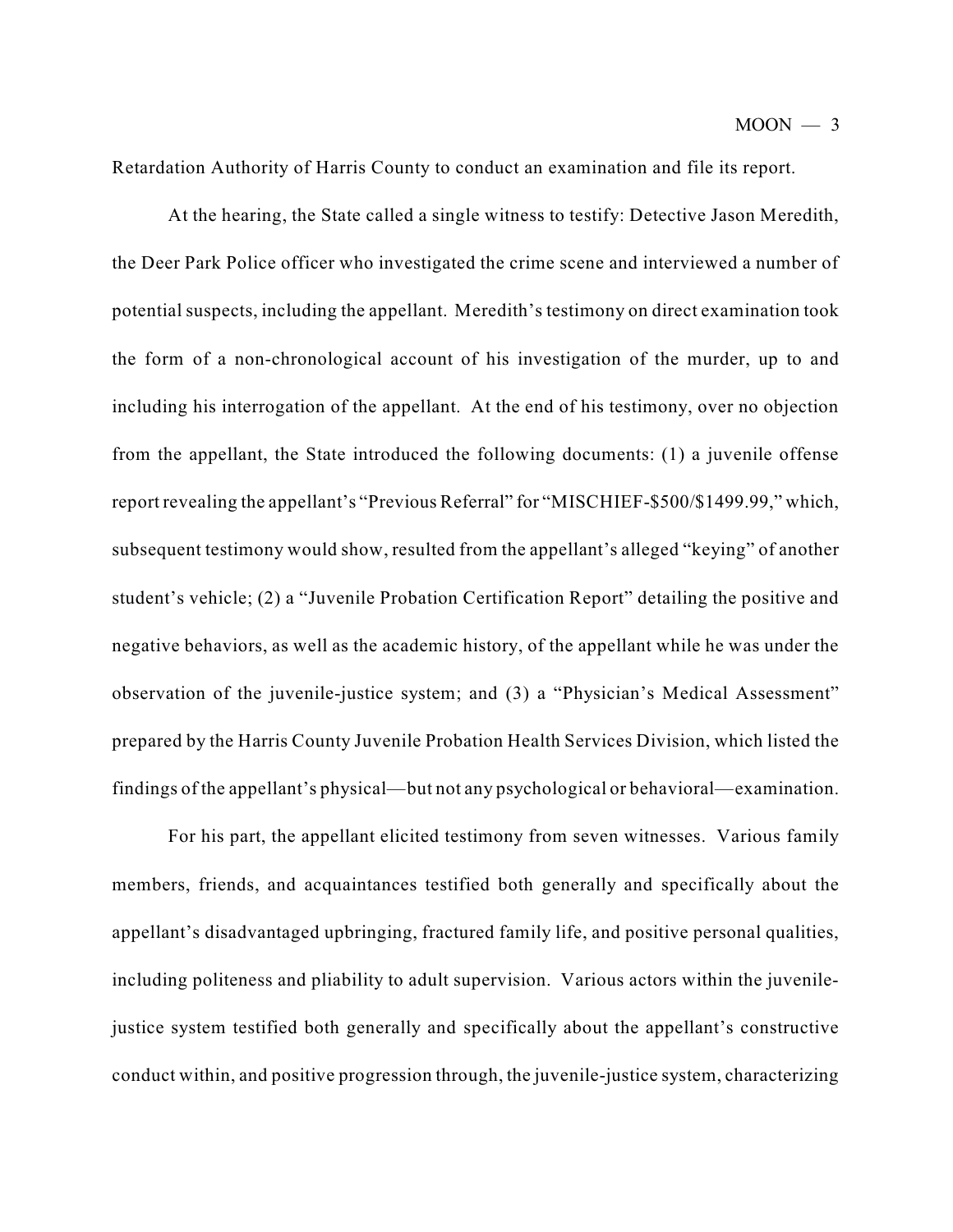Retardation Authority of Harris County to conduct an examination and file its report.

At the hearing, the State called a single witness to testify: Detective Jason Meredith, the Deer Park Police officer who investigated the crime scene and interviewed a number of potential suspects, including the appellant. Meredith's testimony on direct examination took the form of a non-chronological account of his investigation of the murder, up to and including his interrogation of the appellant. At the end of his testimony, over no objection from the appellant, the State introduced the following documents: (1) a juvenile offense report revealing the appellant's "Previous Referral" for "MISCHIEF-$500/$1499.99," which, subsequent testimony would show, resulted from the appellant's alleged "keying" of another student's vehicle; (2) a "Juvenile Probation Certification Report" detailing the positive and negative behaviors, as well as the academic history, of the appellant while he was under the observation of the juvenile-justice system; and (3) a "Physician's Medical Assessment" prepared by the Harris County Juvenile Probation Health Services Division, which listed the findings of the appellant's physical—but not any psychological or behavioral—examination.

For his part, the appellant elicited testimony from seven witnesses. Various family members, friends, and acquaintances testified both generally and specifically about the appellant's disadvantaged upbringing, fractured family life, and positive personal qualities, including politeness and pliability to adult supervision. Various actors within the juvenile-justice system testified both generally and specifically about the appellant's constructive conduct within, and positive progression through, the juvenile-justice system, characterizing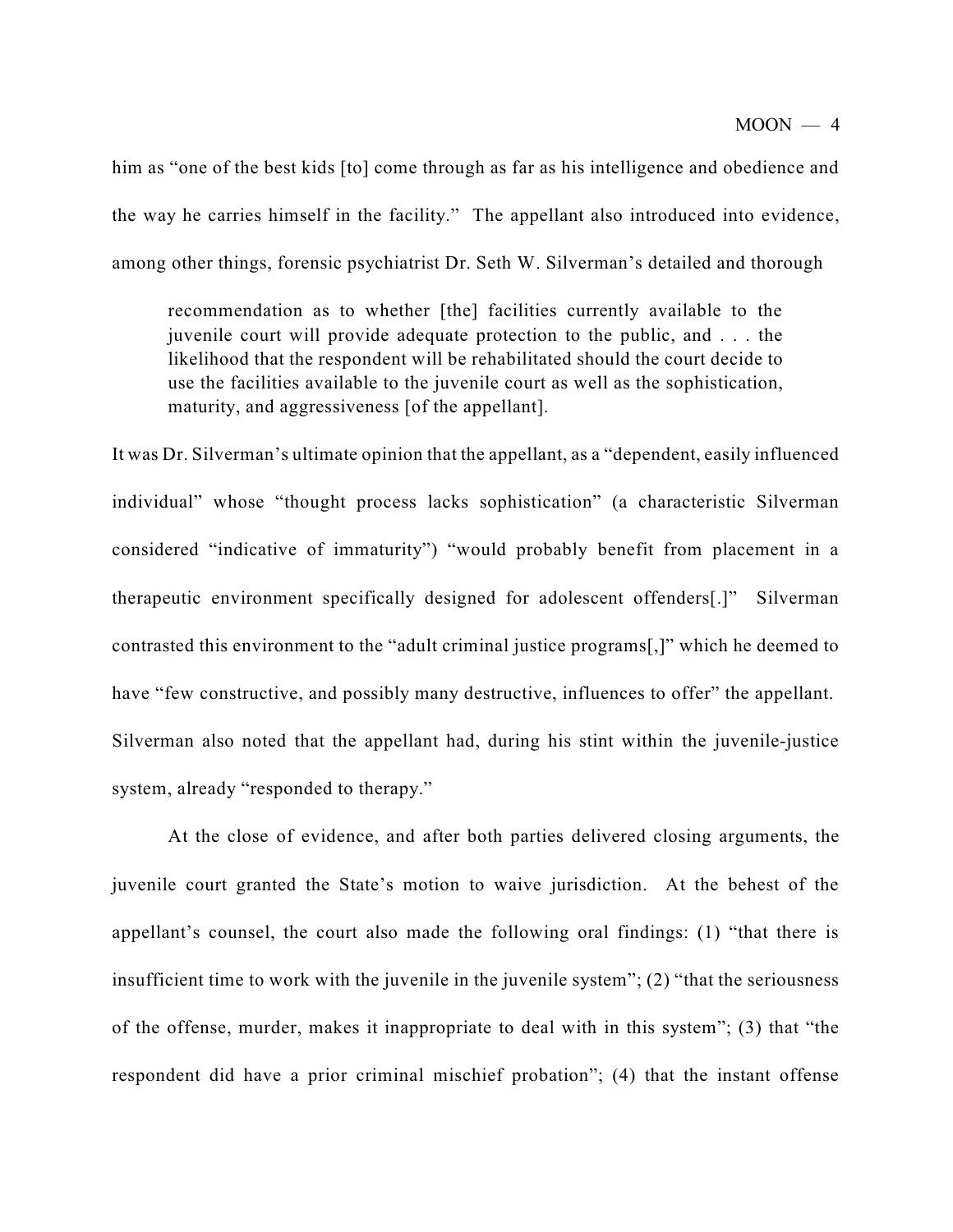him as "one of the best kids [to] come through as far as his intelligence and obedience and the way he carries himself in the facility." The appellant also introduced into evidence, among other things, forensic psychiatrist Dr. Seth W. Silverman's detailed and thorough

> recommendation as to whether [the] facilities currently available to the juvenile court will provide adequate protection to the public, and . . . the likelihood that the respondent will be rehabilitated should the court decide to use the facilities available to the juvenile court as well as the sophistication, maturity, and aggressiveness [of the appellant].

It was Dr. Silverman's ultimate opinion that the appellant, as a "dependent, easily influenced individual" whose "thought process lacks sophistication" (a characteristic Silverman considered "indicative of immaturity") "would probably benefit from placement in a therapeutic environment specifically designed for adolescent offenders[.]" Silverman contrasted this environment to the "adult criminal justice programs[,]" which he deemed to have "few constructive, and possibly many destructive, influences to offer" the appellant. Silverman also noted that the appellant had, during his stint within the juvenile-justice system, already "responded to therapy."

At the close of evidence, and after both parties delivered closing arguments, the juvenile court granted the State's motion to waive jurisdiction. At the behest of the appellant's counsel, the court also made the following oral findings: (1) "that there is insufficient time to work with the juvenile in the juvenile system"; (2) "that the seriousness of the offense, murder, makes it inappropriate to deal with in this system"; (3) that "the respondent did have a prior criminal mischief probation"; (4) that the instant offense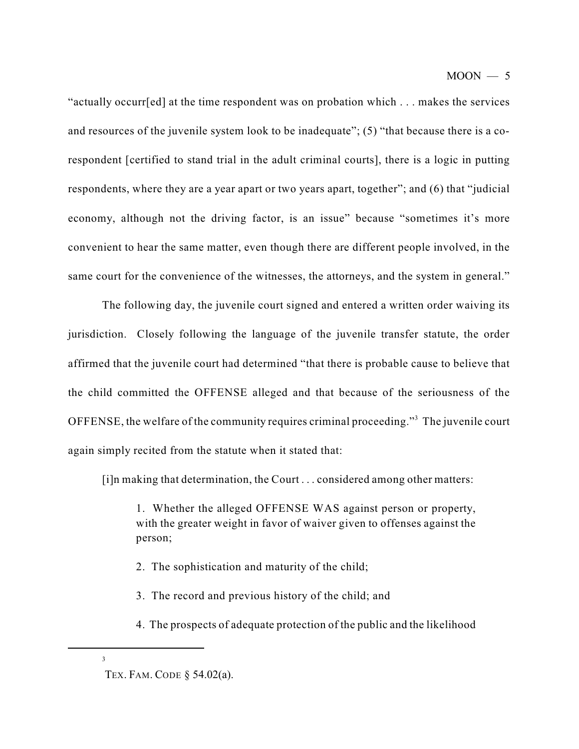"actually occurr[ed] at the time respondent was on probation which . . . makes the services and resources of the juvenile system look to be inadequate"; (5) "that because there is a co-respondent [certified to stand trial in the adult criminal courts], there is a logic in putting respondents, where they are a year apart or two years apart, together"; and (6) that "judicial economy, although not the driving factor, is an issue" because "sometimes it's more convenient to hear the same matter, even though there are different people involved, in the same court for the convenience of the witnesses, the attorneys, and the system in general."

The following day, the juvenile court signed and entered a written order waiving its jurisdiction. Closely following the language of the juvenile transfer statute, the order affirmed that the juvenile court had determined "that there is probable cause to believe that the child committed the OFFENSE alleged and that because of the seriousness of the OFFENSE, the welfare of the community requires criminal proceeding."[3] The juvenile court again simply recited from the statute when it stated that:

> [i]n making that determination, the Court . . . considered among other matters:
>
> 1. Whether the alleged OFFENSE WAS against person or property, with the greater weight in favor of waiver given to offenses against the person;
>
> 2. The sophistication and maturity of the child;
>
> 3. The record and previous history of the child; and
>
> 4. The prospects of adequate protection of the public and the likelihood

---

[3] TEX. FAM. CODE § 54.02(a).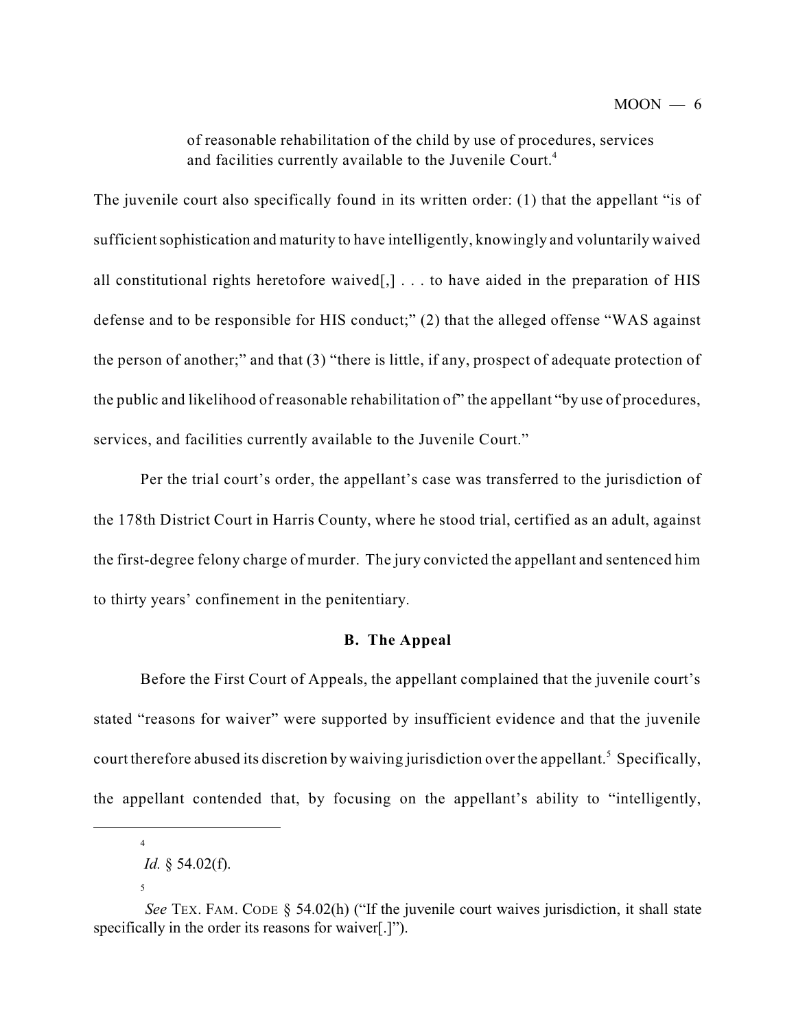> of reasonable rehabilitation of the child by use of procedures, services and facilities currently available to the Juvenile Court.[4]

The juvenile court also specifically found in its written order: (1) that the appellant "is of sufficient sophistication and maturity to have intelligently, knowingly and voluntarily waived all constitutional rights heretofore waived[,] . . . to have aided in the preparation of HIS defense and to be responsible for HIS conduct;" (2) that the alleged offense "WAS against the person of another;" and that (3) "there is little, if any, prospect of adequate protection of the public and likelihood of reasonable rehabilitation of" the appellant "by use of procedures, services, and facilities currently available to the Juvenile Court."

Per the trial court's order, the appellant's case was transferred to the jurisdiction of the 178th District Court in Harris County, where he stood trial, certified as an adult, against the first-degree felony charge of murder. The jury convicted the appellant and sentenced him to thirty years' confinement in the penitentiary.

**B. The Appeal**

Before the First Court of Appeals, the appellant complained that the juvenile court's stated "reasons for waiver" were supported by insufficient evidence and that the juvenile court therefore abused its discretion by waiving jurisdiction over the appellant.[5] Specifically, the appellant contended that, by focusing on the appellant's ability to "intelligently,

---

[4] *Id.* § 54.02(f).

[5] *See* TEX. FAM. CODE § 54.02(h) ("If the juvenile court waives jurisdiction, it shall state specifically in the order its reasons for waiver[.]").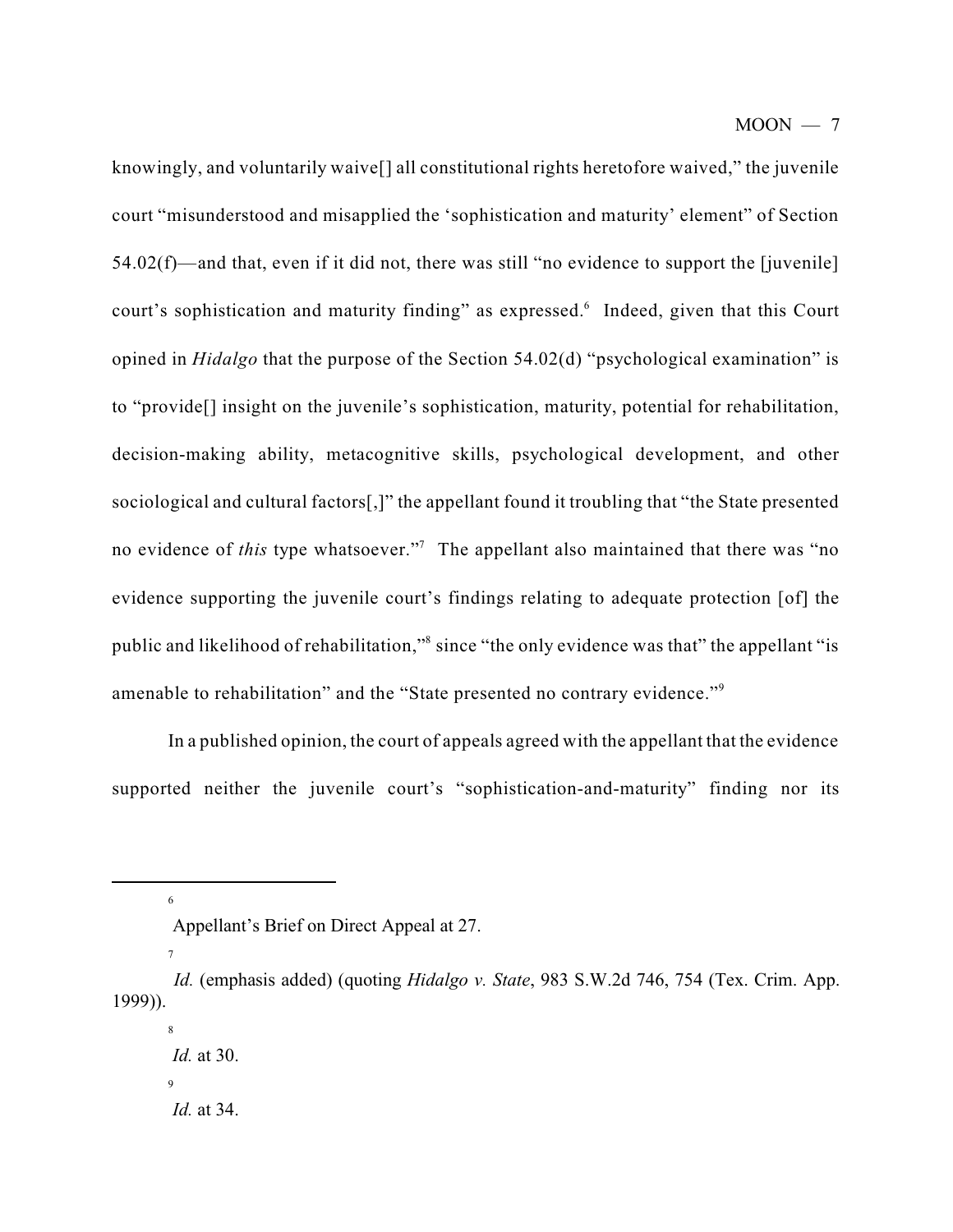knowingly, and voluntarily waive[] all constitutional rights heretofore waived," the juvenile court "misunderstood and misapplied the 'sophistication and maturity' element" of Section 54.02(f)—and that, even if it did not, there was still "no evidence to support the [juvenile] court's sophistication and maturity finding" as expressed.[6] Indeed, given that this Court opined in *Hidalgo* that the purpose of the Section 54.02(d) "psychological examination" is to "provide[] insight on the juvenile's sophistication, maturity, potential for rehabilitation, decision-making ability, metacognitive skills, psychological development, and other sociological and cultural factors[,]" the appellant found it troubling that "the State presented no evidence of *this* type whatsoever."[7] The appellant also maintained that there was "no evidence supporting the juvenile court's findings relating to adequate protection [of] the public and likelihood of rehabilitation,"[8] since "the only evidence was that" the appellant "is amenable to rehabilitation" and the "State presented no contrary evidence."[9]

In a published opinion, the court of appeals agreed with the appellant that the evidence supported neither the juvenile court's "sophistication-and-maturity" finding nor its

---

[6] Appellant's Brief on Direct Appeal at 27.

[7] *Id.* (emphasis added) (quoting *Hidalgo v. State*, 983 S.W.2d 746, 754 (Tex. Crim. App. 1999)).

[8] *Id.* at 30.

[9] *Id.* at 34.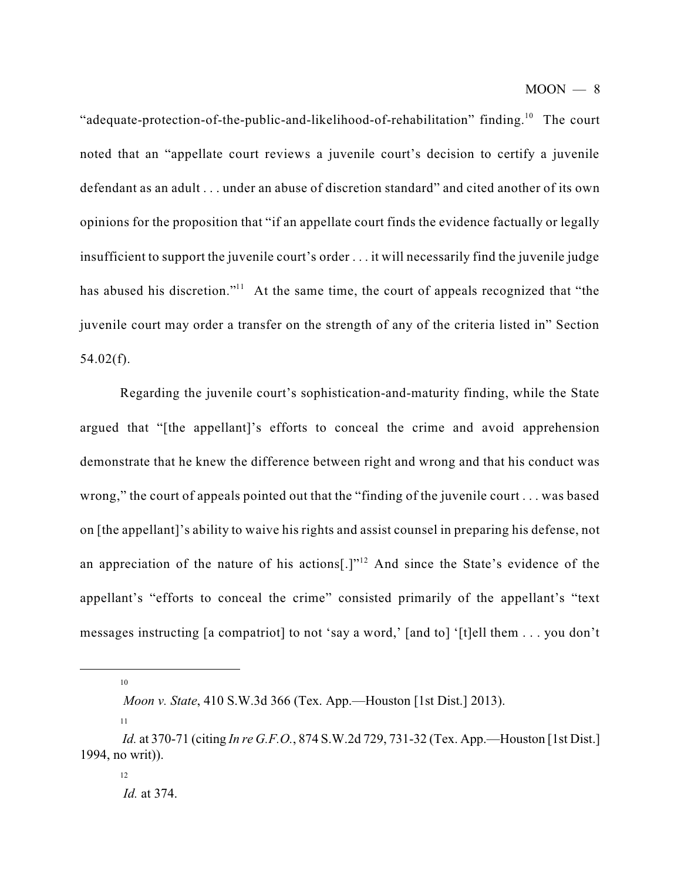"adequate-protection-of-the-public-and-likelihood-of-rehabilitation" finding.[10] The court noted that an "appellate court reviews a juvenile court's decision to certify a juvenile defendant as an adult . . . under an abuse of discretion standard" and cited another of its own opinions for the proposition that "if an appellate court finds the evidence factually or legally insufficient to support the juvenile court's order . . . it will necessarily find the juvenile judge has abused his discretion."[11] At the same time, the court of appeals recognized that "the juvenile court may order a transfer on the strength of any of the criteria listed in" Section 54.02(f).

Regarding the juvenile court's sophistication-and-maturity finding, while the State argued that "[the appellant]'s efforts to conceal the crime and avoid apprehension demonstrate that he knew the difference between right and wrong and that his conduct was wrong," the court of appeals pointed out that the "finding of the juvenile court . . . was based on [the appellant]'s ability to waive his rights and assist counsel in preparing his defense, not an appreciation of the nature of his actions[.]"[12] And since the State's evidence of the appellant's "efforts to conceal the crime" consisted primarily of the appellant's "text messages instructing [a compatriot] to not 'say a word,' [and to] '[t]ell them . . . you don't

---

[10] *Moon v. State*, 410 S.W.3d 366 (Tex. App.—Houston [1st Dist.] 2013).

[11] *Id.* at 370-71 (citing *In re G.F.O.*, 874 S.W.2d 729, 731-32 (Tex. App.—Houston [1st Dist.] 1994, no writ)).

[12] *Id.* at 374.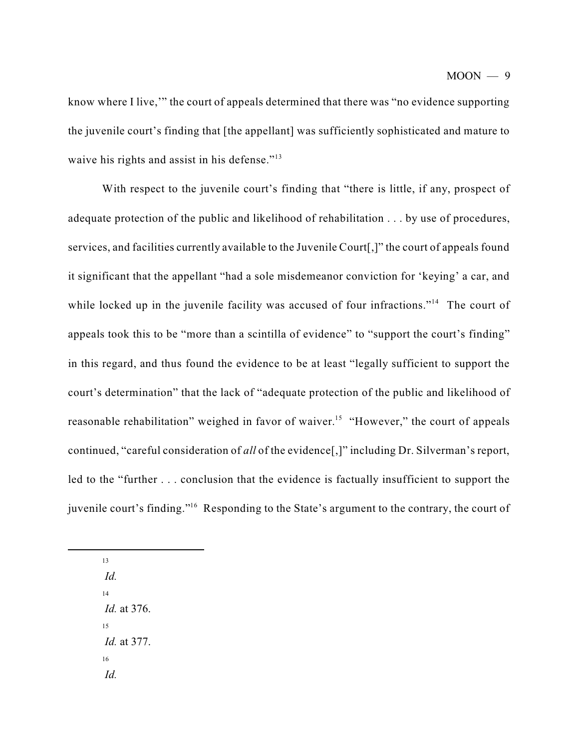know where I live,'" the court of appeals determined that there was "no evidence supporting the juvenile court's finding that [the appellant] was sufficiently sophisticated and mature to waive his rights and assist in his defense."[13]

With respect to the juvenile court's finding that "there is little, if any, prospect of adequate protection of the public and likelihood of rehabilitation . . . by use of procedures, services, and facilities currently available to the Juvenile Court[,]" the court of appeals found it significant that the appellant "had a sole misdemeanor conviction for 'keying' a car, and while locked up in the juvenile facility was accused of four infractions."[14] The court of appeals took this to be "more than a scintilla of evidence" to "support the court's finding" in this regard, and thus found the evidence to be at least "legally sufficient to support the court's determination" that the lack of "adequate protection of the public and likelihood of reasonable rehabilitation" weighed in favor of waiver.[15] "However," the court of appeals continued, "careful consideration of *all* of the evidence[,]" including Dr. Silverman's report, led to the "further . . . conclusion that the evidence is factually insufficient to support the juvenile court's finding."[16] Responding to the State's argument to the contrary, the court of

---

[13] *Id.*

[14] *Id.* at 376.

[15] *Id.* at 377.

[16] *Id.*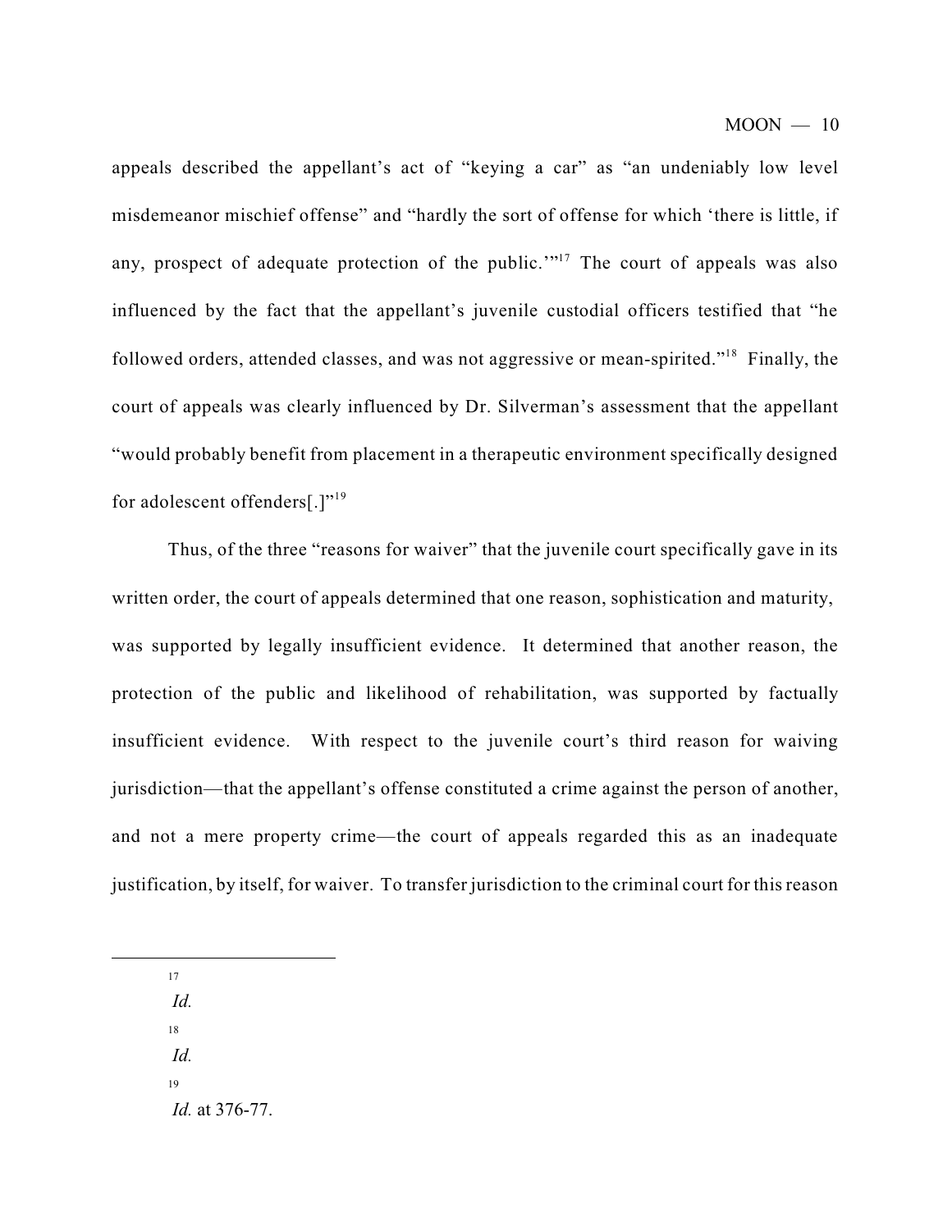appeals described the appellant's act of "keying a car" as "an undeniably low level misdemeanor mischief offense" and "hardly the sort of offense for which 'there is little, if any, prospect of adequate protection of the public.'"[17] The court of appeals was also influenced by the fact that the appellant's juvenile custodial officers testified that "he followed orders, attended classes, and was not aggressive or mean-spirited."[18] Finally, the court of appeals was clearly influenced by Dr. Silverman's assessment that the appellant "would probably benefit from placement in a therapeutic environment specifically designed for adolescent offenders[.]"[19]

Thus, of the three "reasons for waiver" that the juvenile court specifically gave in its written order, the court of appeals determined that one reason, sophistication and maturity, was supported by legally insufficient evidence. It determined that another reason, the protection of the public and likelihood of rehabilitation, was supported by factually insufficient evidence. With respect to the juvenile court's third reason for waiving jurisdiction—that the appellant's offense constituted a crime against the person of another, and not a mere property crime—the court of appeals regarded this as an inadequate justification, by itself, for waiver. To transfer jurisdiction to the criminal court for this reason

---

[17] *Id.*

[18] *Id.*

[19] *Id.* at 376-77.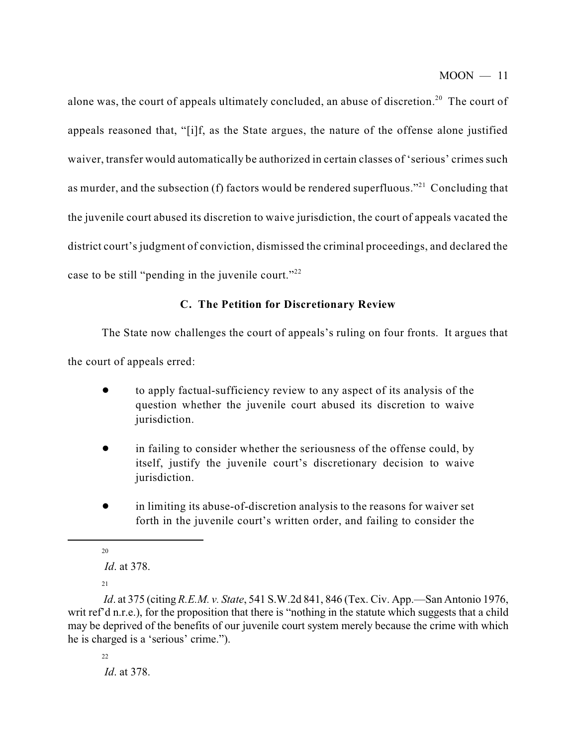alone was, the court of appeals ultimately concluded, an abuse of discretion.[20] The court of appeals reasoned that, "[i]f, as the State argues, the nature of the offense alone justified waiver, transfer would automatically be authorized in certain classes of 'serious' crimes such as murder, and the subsection (f) factors would be rendered superfluous."[21] Concluding that the juvenile court abused its discretion to waive jurisdiction, the court of appeals vacated the district court's judgment of conviction, dismissed the criminal proceedings, and declared the case to be still "pending in the juvenile court."[22]

### C. The Petition for Discretionary Review

The State now challenges the court of appeals's ruling on four fronts. It argues that the court of appeals erred:

- to apply factual-sufficiency review to any aspect of its analysis of the question whether the juvenile court abused its discretion to waive jurisdiction.
- in failing to consider whether the seriousness of the offense could, by itself, justify the juvenile court's discretionary decision to waive jurisdiction.
- in limiting its abuse-of-discretion analysis to the reasons for waiver set forth in the juvenile court's written order, and failing to consider the

---

[20] *Id*. at 378.

[21] *Id*. at 375 (citing *R.E.M. v. State*, 541 S.W.2d 841, 846 (Tex. Civ. App.—San Antonio 1976, writ ref'd n.r.e.), for the proposition that there is "nothing in the statute which suggests that a child may be deprived of the benefits of our juvenile court system merely because the crime with which he is charged is a 'serious' crime.").

[22] *Id*. at 378.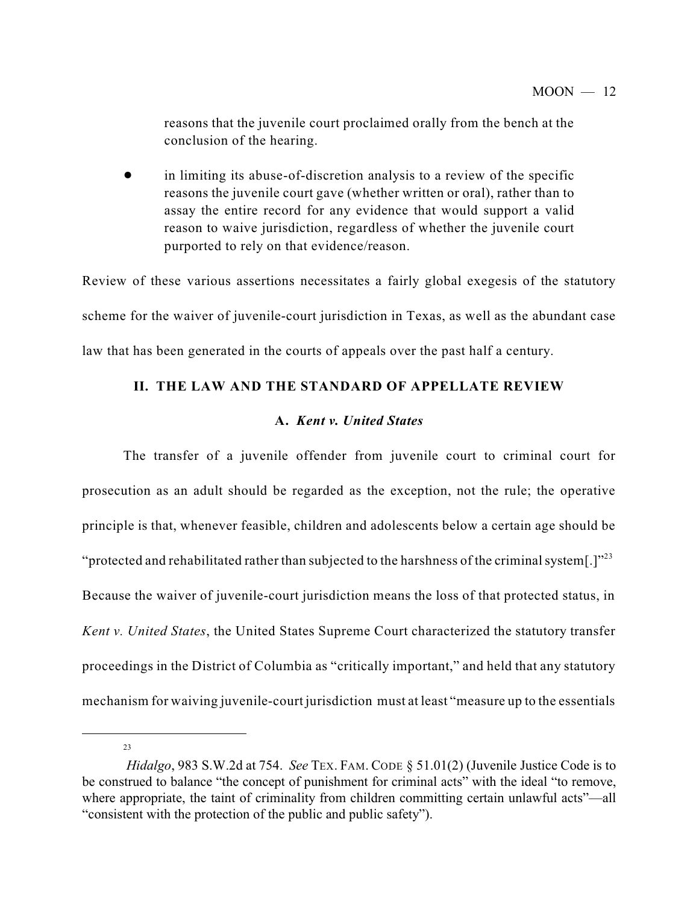reasons that the juvenile court proclaimed orally from the bench at the conclusion of the hearing.

- in limiting its abuse-of-discretion analysis to a review of the specific reasons the juvenile court gave (whether written or oral), rather than to assay the entire record for any evidence that would support a valid reason to waive jurisdiction, regardless of whether the juvenile court purported to rely on that evidence/reason.

Review of these various assertions necessitates a fairly global exegesis of the statutory scheme for the waiver of juvenile-court jurisdiction in Texas, as well as the abundant case law that has been generated in the courts of appeals over the past half a century.

## II. THE LAW AND THE STANDARD OF APPELLATE REVIEW

### A. *Kent v. United States*

The transfer of a juvenile offender from juvenile court to criminal court for prosecution as an adult should be regarded as the exception, not the rule; the operative principle is that, whenever feasible, children and adolescents below a certain age should be "protected and rehabilitated rather than subjected to the harshness of the criminal system[.]"[23] Because the waiver of juvenile-court jurisdiction means the loss of that protected status, in *Kent v. United States*, the United States Supreme Court characterized the statutory transfer proceedings in the District of Columbia as "critically important," and held that any statutory mechanism for waiving juvenile-court jurisdiction must at least "measure up to the essentials

---

[23] *Hidalgo*, 983 S.W.2d at 754. *See* TEX. FAM. CODE § 51.01(2) (Juvenile Justice Code is to be construed to balance "the concept of punishment for criminal acts" with the ideal "to remove, where appropriate, the taint of criminality from children committing certain unlawful acts"—all "consistent with the protection of the public and public safety").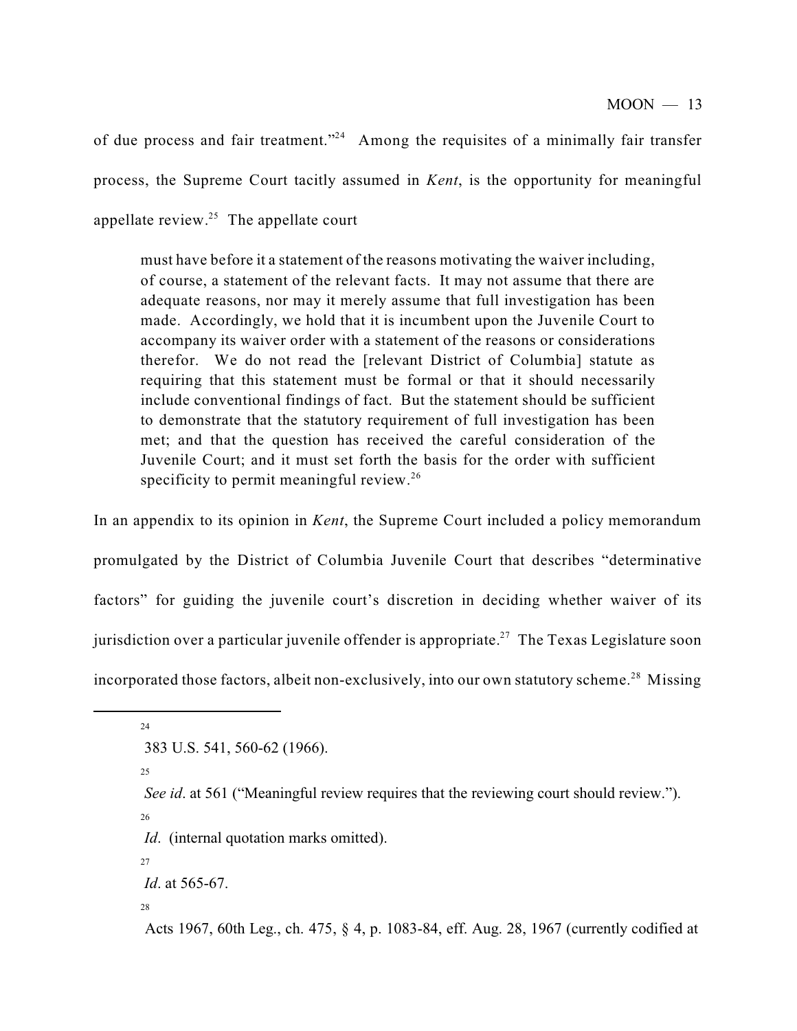of due process and fair treatment."[24] Among the requisites of a minimally fair transfer process, the Supreme Court tacitly assumed in *Kent*, is the opportunity for meaningful appellate review.[25] The appellate court

> must have before it a statement of the reasons motivating the waiver including, of course, a statement of the relevant facts. It may not assume that there are adequate reasons, nor may it merely assume that full investigation has been made. Accordingly, we hold that it is incumbent upon the Juvenile Court to accompany its waiver order with a statement of the reasons or considerations therefor. We do not read the [relevant District of Columbia] statute as requiring that this statement must be formal or that it should necessarily include conventional findings of fact. But the statement should be sufficient to demonstrate that the statutory requirement of full investigation has been met; and that the question has received the careful consideration of the Juvenile Court; and it must set forth the basis for the order with sufficient specificity to permit meaningful review.[26]

In an appendix to its opinion in *Kent*, the Supreme Court included a policy memorandum promulgated by the District of Columbia Juvenile Court that describes "determinative factors" for guiding the juvenile court's discretion in deciding whether waiver of its jurisdiction over a particular juvenile offender is appropriate.[27] The Texas Legislature soon incorporated those factors, albeit non-exclusively, into our own statutory scheme.[28] Missing

---

[24] 383 U.S. 541, 560-62 (1966).

[25] *See id*. at 561 ("Meaningful review requires that the reviewing court should review.").

[26] *Id*. (internal quotation marks omitted).

[27] *Id*. at 565-67.

[28] Acts 1967, 60th Leg., ch. 475, § 4, p. 1083-84, eff. Aug. 28, 1967 (currently codified at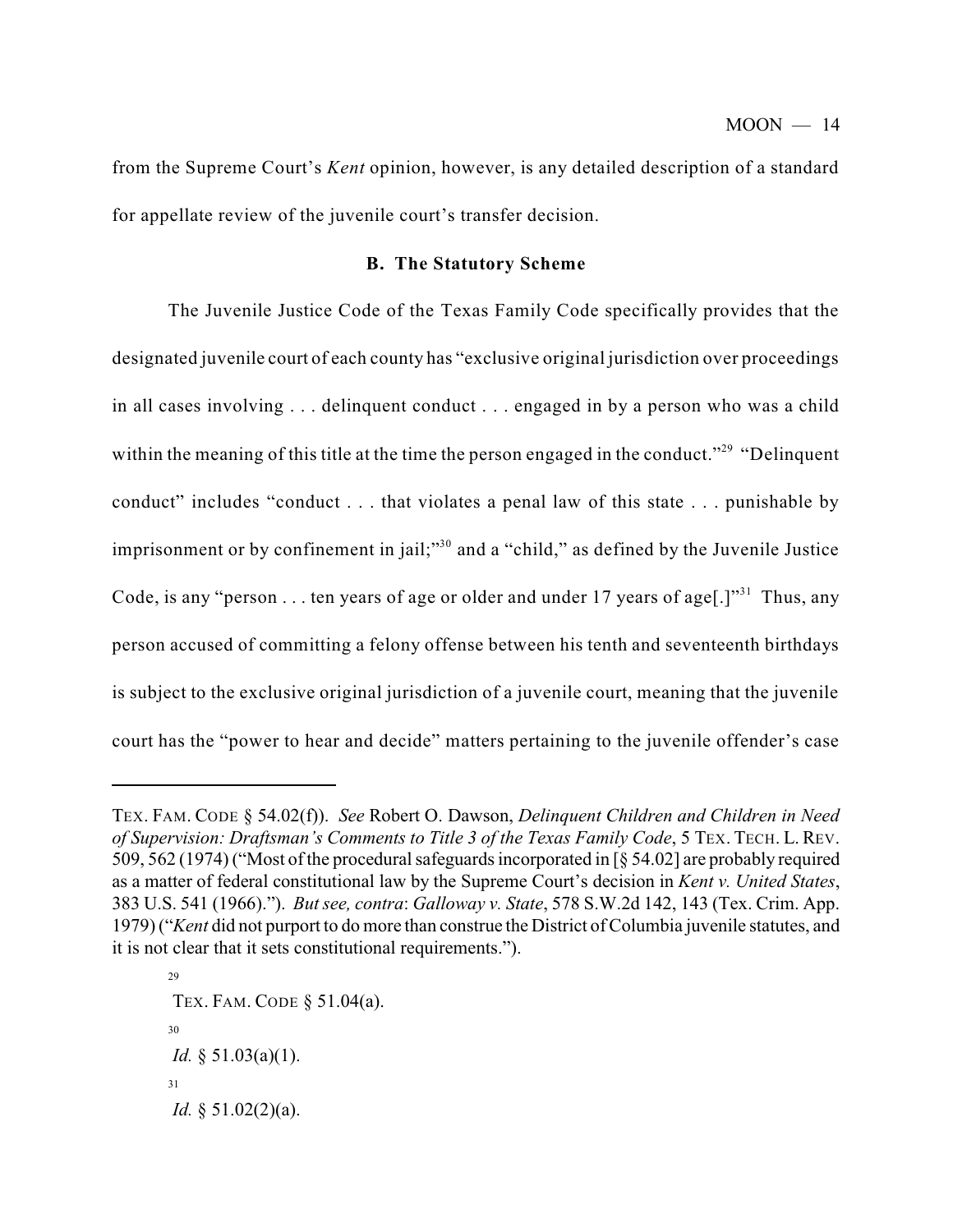from the Supreme Court's *Kent* opinion, however, is any detailed description of a standard for appellate review of the juvenile court's transfer decision.

### B. The Statutory Scheme

The Juvenile Justice Code of the Texas Family Code specifically provides that the designated juvenile court of each county has "exclusive original jurisdiction over proceedings in all cases involving . . . delinquent conduct . . . engaged in by a person who was a child within the meaning of this title at the time the person engaged in the conduct."[29] "Delinquent conduct" includes "conduct . . . that violates a penal law of this state . . . punishable by imprisonment or by confinement in jail;"[30] and a "child," as defined by the Juvenile Justice Code, is any "person . . . ten years of age or older and under 17 years of age[.]"[31] Thus, any person accused of committing a felony offense between his tenth and seventeenth birthdays is subject to the exclusive original jurisdiction of a juvenile court, meaning that the juvenile court has the "power to hear and decide" matters pertaining to the juvenile offender's case

---

TEX. FAM. CODE § 54.02(f)). *See* Robert O. Dawson, *Delinquent Children and Children in Need of Supervision: Draftsman's Comments to Title 3 of the Texas Family Code*, 5 TEX. TECH. L. REV. 509, 562 (1974) ("Most of the procedural safeguards incorporated in [§ 54.02] are probably required as a matter of federal constitutional law by the Supreme Court's decision in *Kent v. United States*, 383 U.S. 541 (1966)."). *But see, contra*: *Galloway v. State*, 578 S.W.2d 142, 143 (Tex. Crim. App. 1979) ("*Kent* did not purport to do more than construe the District of Columbia juvenile statutes, and it is not clear that it sets constitutional requirements.").

[29] TEX. FAM. CODE § 51.04(a).

[30] *Id.* § 51.03(a)(1).

[31] *Id.* § 51.02(2)(a).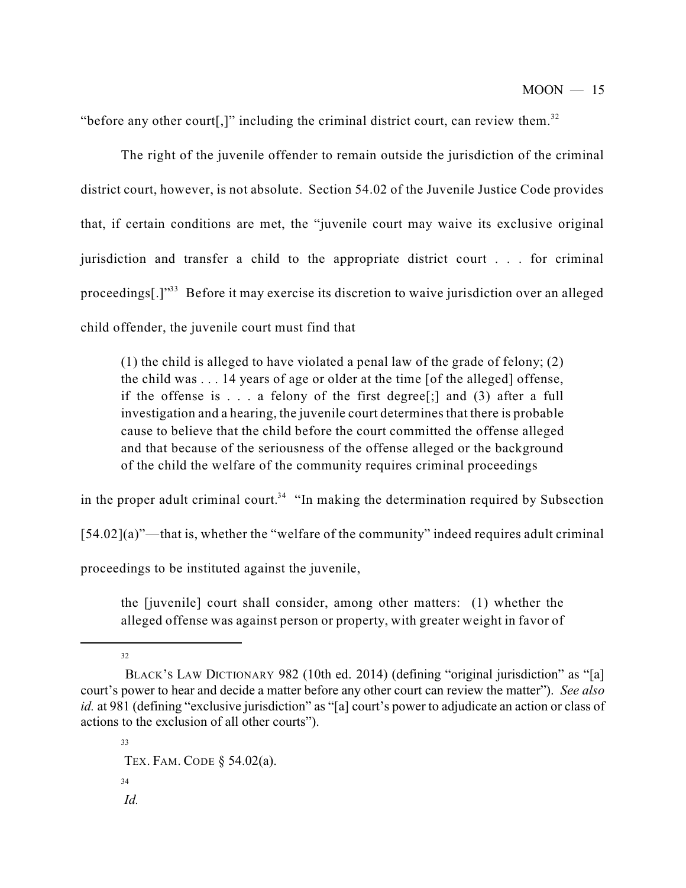"before any other court[,]" including the criminal district court, can review them.[32]

The right of the juvenile offender to remain outside the jurisdiction of the criminal district court, however, is not absolute. Section 54.02 of the Juvenile Justice Code provides that, if certain conditions are met, the "juvenile court may waive its exclusive original jurisdiction and transfer a child to the appropriate district court . . . for criminal proceedings[.]"[33] Before it may exercise its discretion to waive jurisdiction over an alleged child offender, the juvenile court must find that

> (1) the child is alleged to have violated a penal law of the grade of felony; (2) the child was . . . 14 years of age or older at the time [of the alleged] offense, if the offense is . . . a felony of the first degree[;] and (3) after a full investigation and a hearing, the juvenile court determines that there is probable cause to believe that the child before the court committed the offense alleged and that because of the seriousness of the offense alleged or the background of the child the welfare of the community requires criminal proceedings

in the proper adult criminal court.[34] "In making the determination required by Subsection [54.02](a)"—that is, whether the "welfare of the community" indeed requires adult criminal proceedings to be instituted against the juvenile,

> the [juvenile] court shall consider, among other matters: (1) whether the alleged offense was against person or property, with greater weight in favor of

---

[32] BLACK'S LAW DICTIONARY 982 (10th ed. 2014) (defining "original jurisdiction" as "[a] court's power to hear and decide a matter before any other court can review the matter"). *See also id.* at 981 (defining "exclusive jurisdiction" as "[a] court's power to adjudicate an action or class of actions to the exclusion of all other courts").

[33] TEX. FAM. CODE § 54.02(a).

[34] *Id.*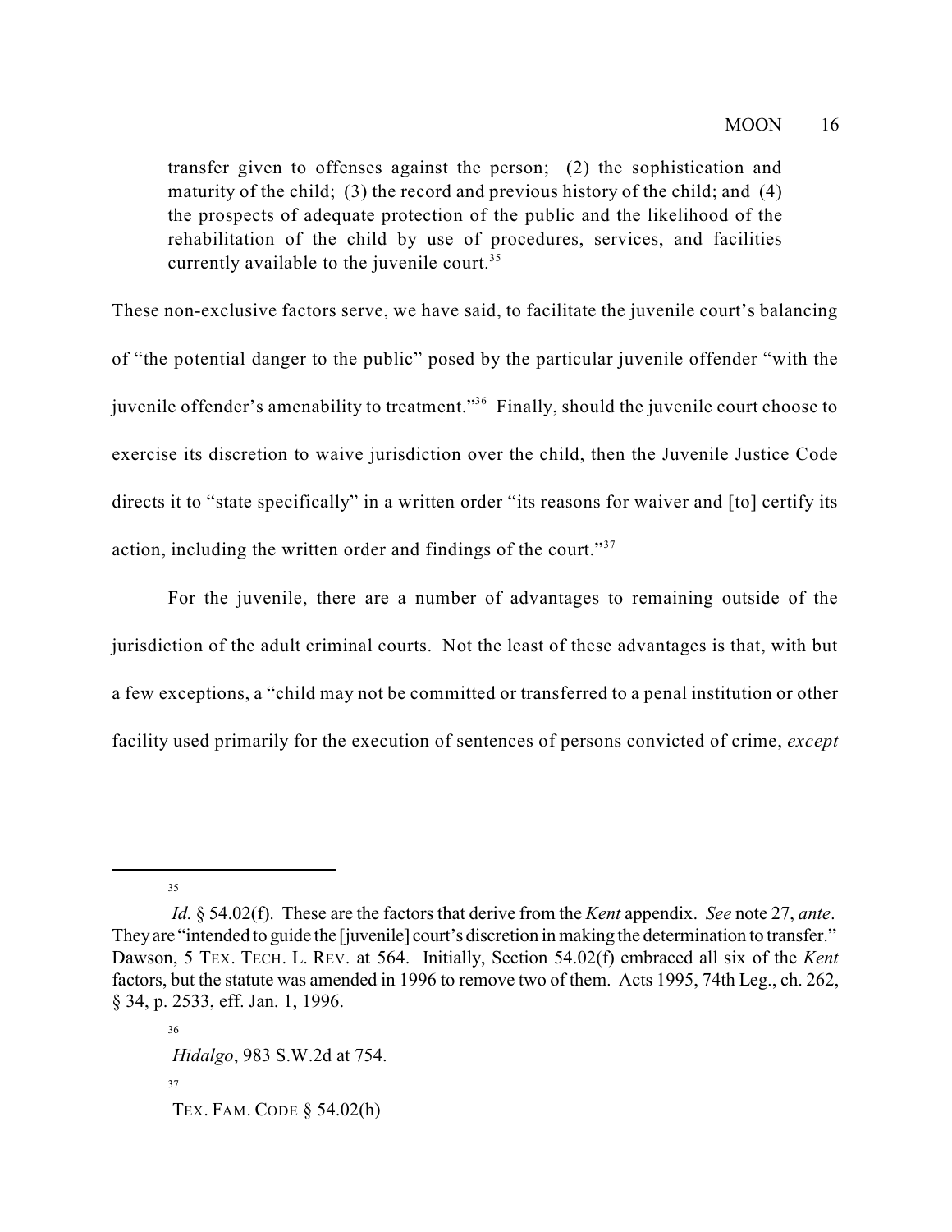transfer given to offenses against the person; (2) the sophistication and maturity of the child; (3) the record and previous history of the child; and (4) the prospects of adequate protection of the public and the likelihood of the rehabilitation of the child by use of procedures, services, and facilities currently available to the juvenile court.[35]

These non-exclusive factors serve, we have said, to facilitate the juvenile court's balancing of "the potential danger to the public" posed by the particular juvenile offender "with the juvenile offender's amenability to treatment."[36] Finally, should the juvenile court choose to exercise its discretion to waive jurisdiction over the child, then the Juvenile Justice Code directs it to "state specifically" in a written order "its reasons for waiver and [to] certify its action, including the written order and findings of the court."[37]

For the juvenile, there are a number of advantages to remaining outside of the jurisdiction of the adult criminal courts. Not the least of these advantages is that, with but a few exceptions, a "child may not be committed or transferred to a penal institution or other facility used primarily for the execution of sentences of persons convicted of crime, *except*

---

[35] *Id.* § 54.02(f). These are the factors that derive from the *Kent* appendix. *See* note 27, *ante*. They are "intended to guide the [juvenile] court's discretion in making the determination to transfer." Dawson, 5 TEX. TECH. L. REV. at 564. Initially, Section 54.02(f) embraced all six of the *Kent* factors, but the statute was amended in 1996 to remove two of them. Acts 1995, 74th Leg., ch. 262, § 34, p. 2533, eff. Jan. 1, 1996.

[36] *Hidalgo*, 983 S.W.2d at 754.

[37] TEX. FAM. CODE § 54.02(h)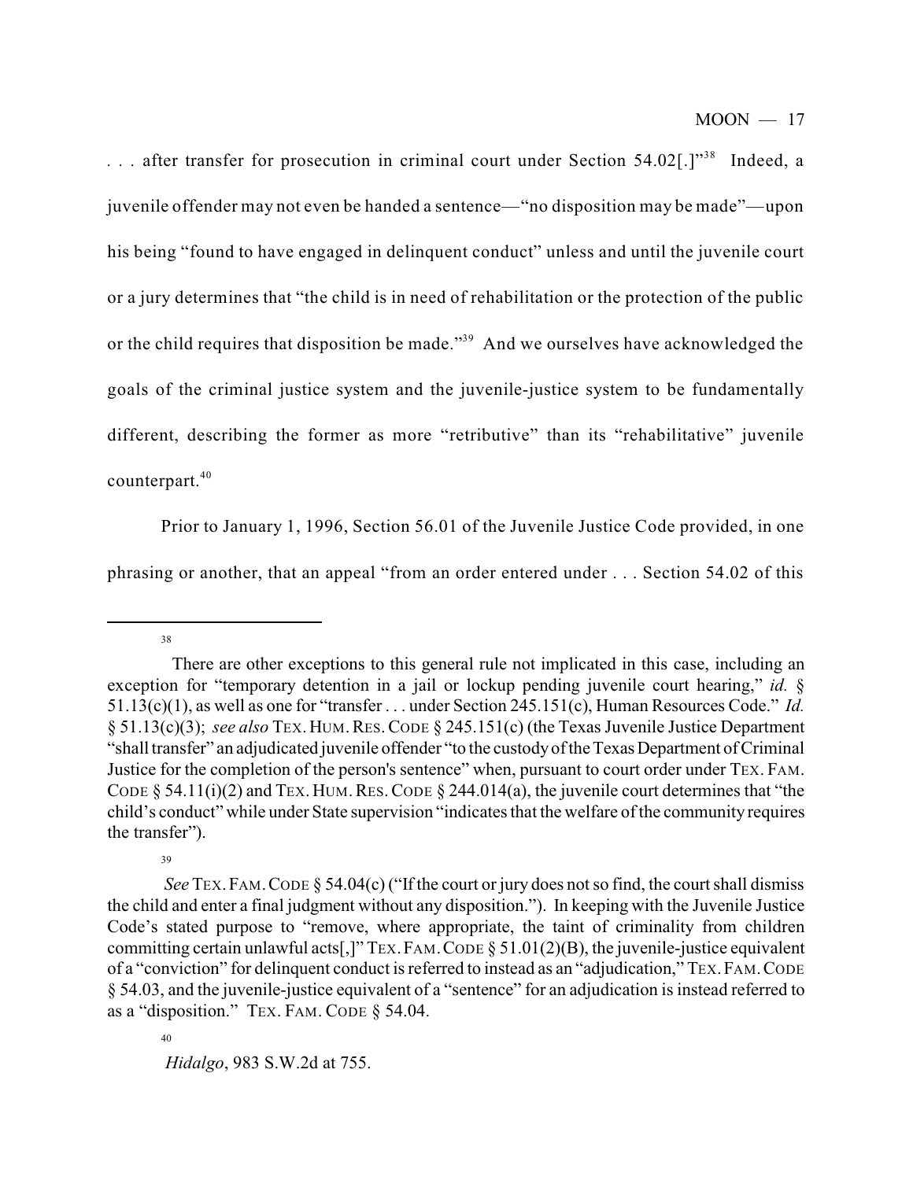. . . after transfer for prosecution in criminal court under Section 54.02[.]"[38] Indeed, a juvenile offender may not even be handed a sentence—"no disposition may be made"—upon his being "found to have engaged in delinquent conduct" unless and until the juvenile court or a jury determines that "the child is in need of rehabilitation or the protection of the public or the child requires that disposition be made."[39] And we ourselves have acknowledged the goals of the criminal justice system and the juvenile-justice system to be fundamentally different, describing the former as more "retributive" than its "rehabilitative" juvenile counterpart.[40]

Prior to January 1, 1996, Section 56.01 of the Juvenile Justice Code provided, in one phrasing or another, that an appeal "from an order entered under . . . Section 54.02 of this

---

[38] There are other exceptions to this general rule not implicated in this case, including an exception for "temporary detention in a jail or lockup pending juvenile court hearing," *id.* § 51.13(c)(1), as well as one for "transfer . . . under Section 245.151(c), Human Resources Code." *Id.* § 51.13(c)(3); *see also* TEX. HUM. RES. CODE § 245.151(c) (the Texas Juvenile Justice Department "shall transfer" an adjudicated juvenile offender "to the custody of the Texas Department of Criminal Justice for the completion of the person's sentence" when, pursuant to court order under TEX. FAM. CODE § 54.11(i)(2) and TEX. HUM. RES. CODE § 244.014(a), the juvenile court determines that "the child's conduct" while under State supervision "indicates that the welfare of the community requires the transfer").

[39] *See* TEX. FAM. CODE § 54.04(c) ("If the court or jury does not so find, the court shall dismiss the child and enter a final judgment without any disposition."). In keeping with the Juvenile Justice Code's stated purpose to "remove, where appropriate, the taint of criminality from children committing certain unlawful acts[,]" TEX. FAM. CODE § 51.01(2)(B), the juvenile-justice equivalent of a "conviction" for delinquent conduct is referred to instead as an "adjudication," TEX. FAM. CODE § 54.03, and the juvenile-justice equivalent of a "sentence" for an adjudication is instead referred to as a "disposition." TEX. FAM. CODE § 54.04.

[40] *Hidalgo*, 983 S.W.2d at 755.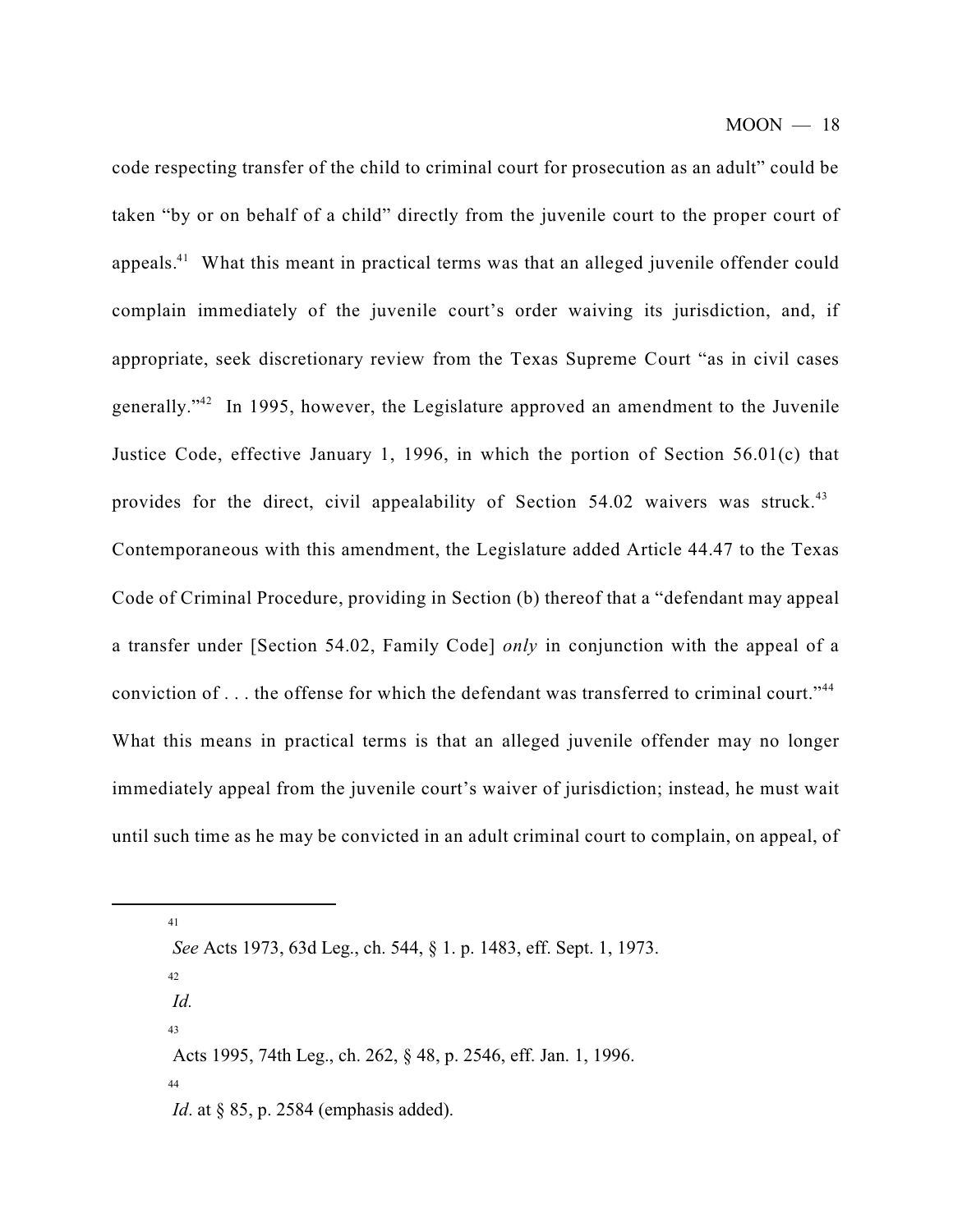code respecting transfer of the child to criminal court for prosecution as an adult" could be taken "by or on behalf of a child" directly from the juvenile court to the proper court of appeals.[41] What this meant in practical terms was that an alleged juvenile offender could complain immediately of the juvenile court's order waiving its jurisdiction, and, if appropriate, seek discretionary review from the Texas Supreme Court "as in civil cases generally."[42] In 1995, however, the Legislature approved an amendment to the Juvenile Justice Code, effective January 1, 1996, in which the portion of Section 56.01(c) that provides for the direct, civil appealability of Section 54.02 waivers was struck.[43] Contemporaneous with this amendment, the Legislature added Article 44.47 to the Texas Code of Criminal Procedure, providing in Section (b) thereof that a "defendant may appeal a transfer under [Section 54.02, Family Code] *only* in conjunction with the appeal of a conviction of . . . the offense for which the defendant was transferred to criminal court."[44] What this means in practical terms is that an alleged juvenile offender may no longer immediately appeal from the juvenile court's waiver of jurisdiction; instead, he must wait until such time as he may be convicted in an adult criminal court to complain, on appeal, of

---

[41] *See* Acts 1973, 63d Leg., ch. 544, § 1. p. 1483, eff. Sept. 1, 1973.

[42] *Id.*

[43] Acts 1995, 74th Leg., ch. 262, § 48, p. 2546, eff. Jan. 1, 1996.

[44] *Id*. at § 85, p. 2584 (emphasis added).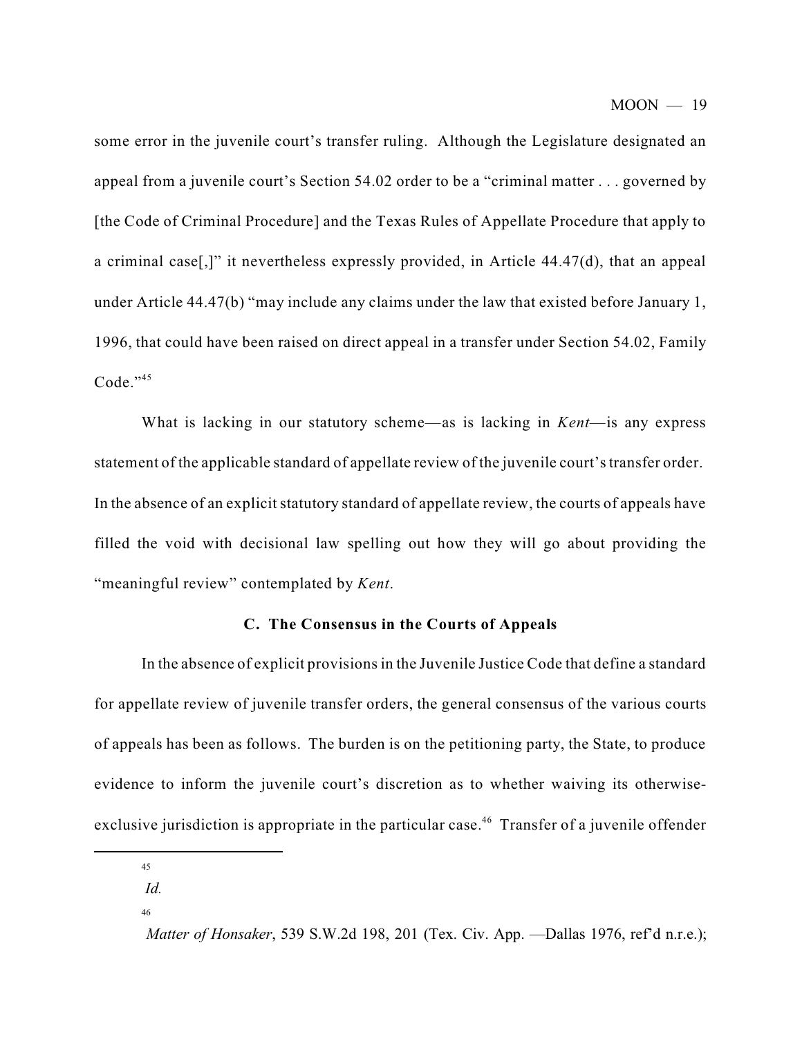some error in the juvenile court's transfer ruling. Although the Legislature designated an appeal from a juvenile court's Section 54.02 order to be a "criminal matter . . . governed by [the Code of Criminal Procedure] and the Texas Rules of Appellate Procedure that apply to a criminal case[,]" it nevertheless expressly provided, in Article 44.47(d), that an appeal under Article 44.47(b) "may include any claims under the law that existed before January 1, 1996, that could have been raised on direct appeal in a transfer under Section 54.02, Family Code."[45]

What is lacking in our statutory scheme—as is lacking in *Kent*—is any express statement of the applicable standard of appellate review of the juvenile court's transfer order. In the absence of an explicit statutory standard of appellate review, the courts of appeals have filled the void with decisional law spelling out how they will go about providing the "meaningful review" contemplated by *Kent*.

### C. The Consensus in the Courts of Appeals

In the absence of explicit provisions in the Juvenile Justice Code that define a standard for appellate review of juvenile transfer orders, the general consensus of the various courts of appeals has been as follows. The burden is on the petitioning party, the State, to produce evidence to inform the juvenile court's discretion as to whether waiving its otherwise-exclusive jurisdiction is appropriate in the particular case.[46] Transfer of a juvenile offender

---

[45] *Id.*

[46] *Matter of Honsaker*, 539 S.W.2d 198, 201 (Tex. Civ. App. —Dallas 1976, ref'd n.r.e.);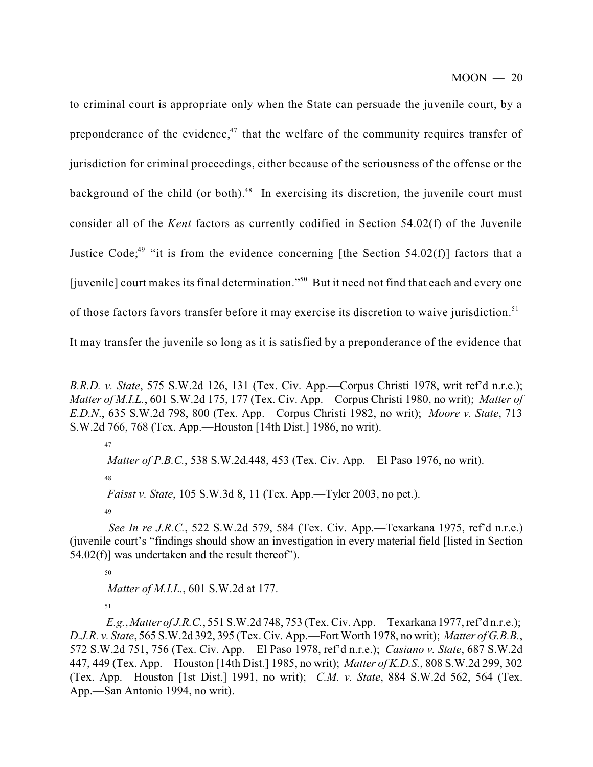to criminal court is appropriate only when the State can persuade the juvenile court, by a preponderance of the evidence,[47] that the welfare of the community requires transfer of jurisdiction for criminal proceedings, either because of the seriousness of the offense or the background of the child (or both).[48] In exercising its discretion, the juvenile court must consider all of the *Kent* factors as currently codified in Section 54.02(f) of the Juvenile Justice Code;[49] "it is from the evidence concerning [the Section 54.02(f)] factors that a [juvenile] court makes its final determination."[50] But it need not find that each and every one of those factors favors transfer before it may exercise its discretion to waive jurisdiction.[51] It may transfer the juvenile so long as it is satisfied by a preponderance of the evidence that

---

*B.R.D. v. State*, 575 S.W.2d 126, 131 (Tex. Civ. App.—Corpus Christi 1978, writ ref'd n.r.e.); *Matter of M.I.L.*, 601 S.W.2d 175, 177 (Tex. Civ. App.—Corpus Christi 1980, no writ); *Matter of E.D.N.*, 635 S.W.2d 798, 800 (Tex. App.—Corpus Christi 1982, no writ); *Moore v. State*, 713 S.W.2d 766, 768 (Tex. App.—Houston [14th Dist.] 1986, no writ).

[47] *Matter of P.B.C.*, 538 S.W.2d.448, 453 (Tex. Civ. App.—El Paso 1976, no writ).

[48] *Faisst v. State*, 105 S.W.3d 8, 11 (Tex. App.—Tyler 2003, no pet.).

[49] *See In re J.R.C.*, 522 S.W.2d 579, 584 (Tex. Civ. App.—Texarkana 1975, ref'd n.r.e.) (juvenile court's "findings should show an investigation in every material field [listed in Section 54.02(f)] was undertaken and the result thereof").

[50] *Matter of M.I.L.*, 601 S.W.2d at 177.

[51] *E.g.*, *Matter of J.R.C.*, 551 S.W.2d 748, 753 (Tex. Civ. App.—Texarkana 1977, ref'd n.r.e.); *D.J.R. v. State*, 565 S.W.2d 392, 395 (Tex. Civ. App.—Fort Worth 1978, no writ); *Matter of G.B.B.*, 572 S.W.2d 751, 756 (Tex. Civ. App.—El Paso 1978, ref'd n.r.e.); *Casiano v. State*, 687 S.W.2d 447, 449 (Tex. App.—Houston [14th Dist.] 1985, no writ); *Matter of K.D.S.*, 808 S.W.2d 299, 302 (Tex. App.—Houston [1st Dist.] 1991, no writ); *C.M. v. State*, 884 S.W.2d 562, 564 (Tex. App.—San Antonio 1994, no writ).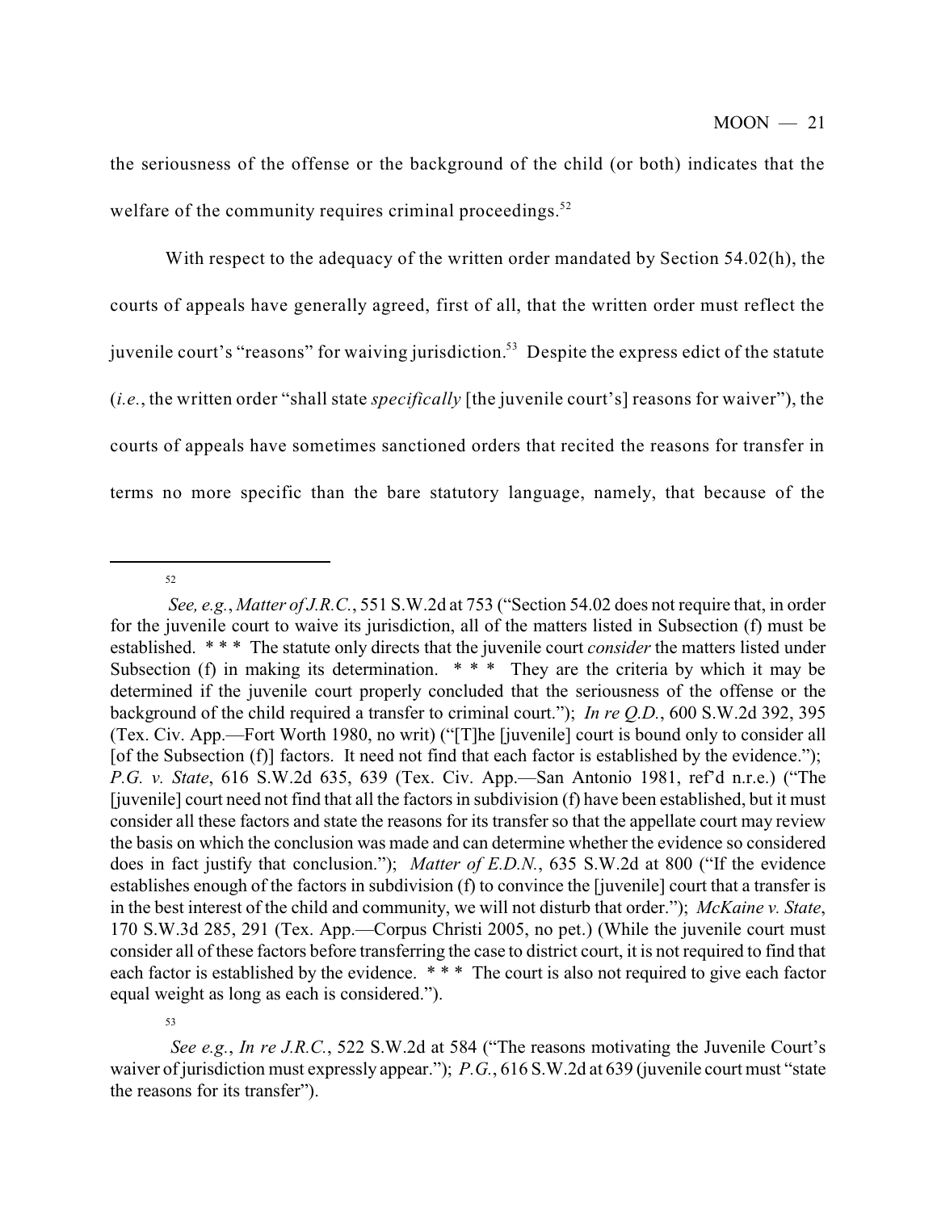the seriousness of the offense or the background of the child (or both) indicates that the welfare of the community requires criminal proceedings.[52]

With respect to the adequacy of the written order mandated by Section 54.02(h), the courts of appeals have generally agreed, first of all, that the written order must reflect the juvenile court's "reasons" for waiving jurisdiction.[53] Despite the express edict of the statute (*i.e.*, the written order "shall state *specifically* [the juvenile court's] reasons for waiver"), the courts of appeals have sometimes sanctioned orders that recited the reasons for transfer in terms no more specific than the bare statutory language, namely, that because of the

---

[52] *See, e.g.*, *Matter of J.R.C.*, 551 S.W.2d at 753 ("Section 54.02 does not require that, in order for the juvenile court to waive its jurisdiction, all of the matters listed in Subsection (f) must be established. * * * The statute only directs that the juvenile court *consider* the matters listed under Subsection (f) in making its determination. * * * They are the criteria by which it may be determined if the juvenile court properly concluded that the seriousness of the offense or the background of the child required a transfer to criminal court."); *In re Q.D.*, 600 S.W.2d 392, 395 (Tex. Civ. App.—Fort Worth 1980, no writ) ("[T]he [juvenile] court is bound only to consider all [of the Subsection (f)] factors. It need not find that each factor is established by the evidence."); *P.G. v. State*, 616 S.W.2d 635, 639 (Tex. Civ. App.—San Antonio 1981, ref'd n.r.e.) ("The [juvenile] court need not find that all the factors in subdivision (f) have been established, but it must consider all these factors and state the reasons for its transfer so that the appellate court may review the basis on which the conclusion was made and can determine whether the evidence so considered does in fact justify that conclusion."); *Matter of E.D.N.*, 635 S.W.2d at 800 ("If the evidence establishes enough of the factors in subdivision (f) to convince the [juvenile] court that a transfer is in the best interest of the child and community, we will not disturb that order."); *McKaine v. State*, 170 S.W.3d 285, 291 (Tex. App.—Corpus Christi 2005, no pet.) (While the juvenile court must consider all of these factors before transferring the case to district court, it is not required to find that each factor is established by the evidence. * * * The court is also not required to give each factor equal weight as long as each is considered.").

[53] *See e.g.*, *In re J.R.C.*, 522 S.W.2d at 584 ("The reasons motivating the Juvenile Court's waiver of jurisdiction must expressly appear."); *P.G.*, 616 S.W.2d at 639 (juvenile court must "state the reasons for its transfer").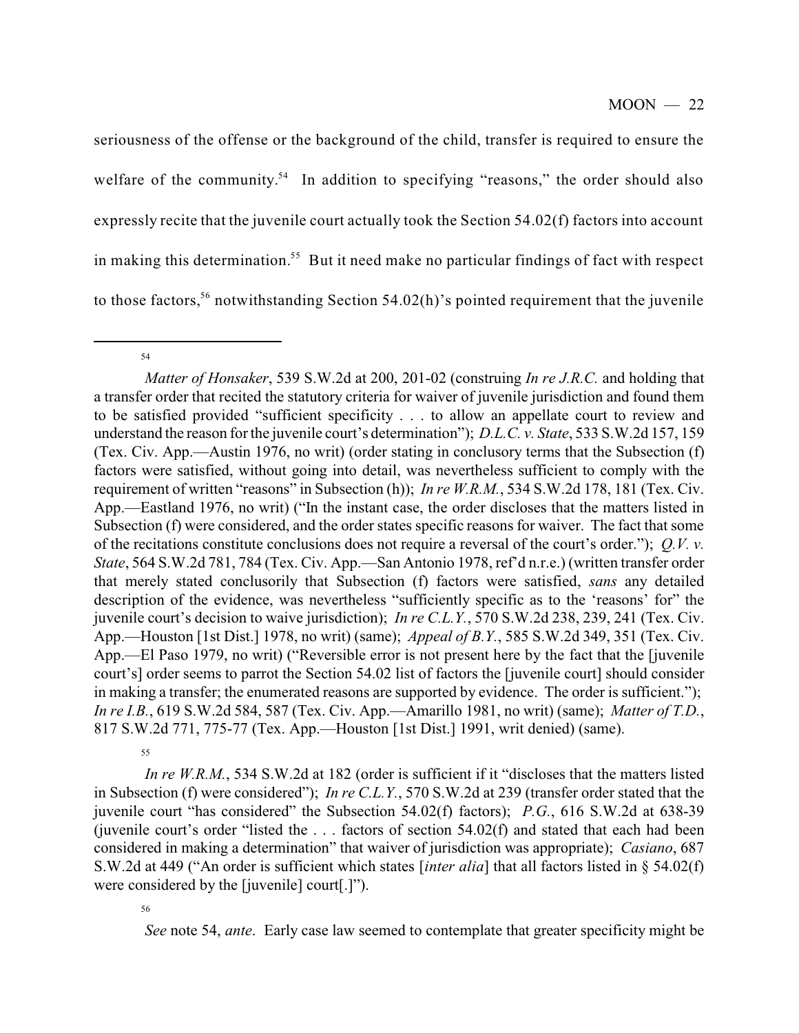seriousness of the offense or the background of the child, transfer is required to ensure the welfare of the community.[54] In addition to specifying "reasons," the order should also expressly recite that the juvenile court actually took the Section 54.02(f) factors into account in making this determination.[55] But it need make no particular findings of fact with respect to those factors,[56] notwithstanding Section 54.02(h)'s pointed requirement that the juvenile

---

[54] *Matter of Honsaker*, 539 S.W.2d at 200, 201-02 (construing *In re J.R.C.* and holding that a transfer order that recited the statutory criteria for waiver of juvenile jurisdiction and found them to be satisfied provided "sufficient specificity . . . to allow an appellate court to review and understand the reason for the juvenile court's determination"); *D.L.C. v. State*, 533 S.W.2d 157, 159 (Tex. Civ. App.—Austin 1976, no writ) (order stating in conclusory terms that the Subsection (f) factors were satisfied, without going into detail, was nevertheless sufficient to comply with the requirement of written "reasons" in Subsection (h)); *In re W.R.M.*, 534 S.W.2d 178, 181 (Tex. Civ. App.—Eastland 1976, no writ) ("In the instant case, the order discloses that the matters listed in Subsection (f) were considered, and the order states specific reasons for waiver. The fact that some of the recitations constitute conclusions does not require a reversal of the court's order."); *Q.V. v. State*, 564 S.W.2d 781, 784 (Tex. Civ. App.—San Antonio 1978, ref'd n.r.e.) (written transfer order that merely stated conclusorily that Subsection (f) factors were satisfied, *sans* any detailed description of the evidence, was nevertheless "sufficiently specific as to the 'reasons' for" the juvenile court's decision to waive jurisdiction); *In re C.L.Y.*, 570 S.W.2d 238, 239, 241 (Tex. Civ. App.—Houston [1st Dist.] 1978, no writ) (same); *Appeal of B.Y.*, 585 S.W.2d 349, 351 (Tex. Civ. App.—El Paso 1979, no writ) ("Reversible error is not present here by the fact that the [juvenile court's] order seems to parrot the Section 54.02 list of factors the [juvenile court] should consider in making a transfer; the enumerated reasons are supported by evidence. The order is sufficient."); *In re I.B.*, 619 S.W.2d 584, 587 (Tex. Civ. App.—Amarillo 1981, no writ) (same); *Matter of T.D.*, 817 S.W.2d 771, 775-77 (Tex. App.—Houston [1st Dist.] 1991, writ denied) (same).

[55] *In re W.R.M.*, 534 S.W.2d at 182 (order is sufficient if it "discloses that the matters listed in Subsection (f) were considered"); *In re C.L.Y.*, 570 S.W.2d at 239 (transfer order stated that the juvenile court "has considered" the Subsection 54.02(f) factors); *P.G.*, 616 S.W.2d at 638-39 (juvenile court's order "listed the . . . factors of section 54.02(f) and stated that each had been considered in making a determination" that waiver of jurisdiction was appropriate); *Casiano*, 687 S.W.2d at 449 ("An order is sufficient which states [*inter alia*] that all factors listed in § 54.02(f) were considered by the [juvenile] court[.]").

[56] *See* note 54, *ante*. Early case law seemed to contemplate that greater specificity might be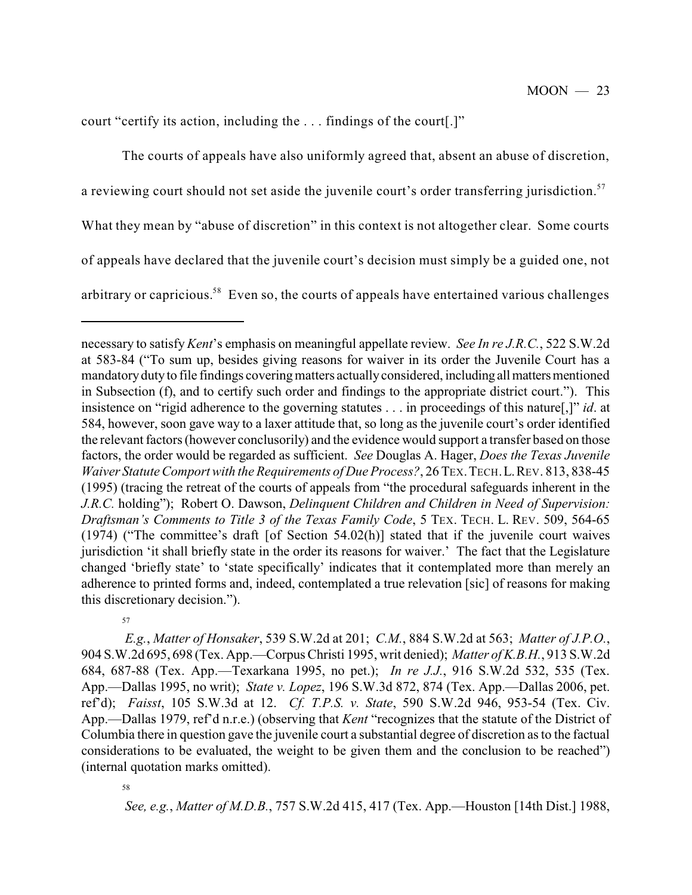court "certify its action, including the . . . findings of the court[.]"

The courts of appeals have also uniformly agreed that, absent an abuse of discretion, a reviewing court should not set aside the juvenile court's order transferring jurisdiction.[57] What they mean by "abuse of discretion" in this context is not altogether clear. Some courts of appeals have declared that the juvenile court's decision must simply be a guided one, not arbitrary or capricious.[58] Even so, the courts of appeals have entertained various challenges

---

necessary to satisfy *Kent*'s emphasis on meaningful appellate review. *See In re J.R.C.*, 522 S.W.2d at 583-84 ("To sum up, besides giving reasons for waiver in its order the Juvenile Court has a mandatory duty to file findings covering matters actually considered, including all matters mentioned in Subsection (f), and to certify such order and findings to the appropriate district court."). This insistence on "rigid adherence to the governing statutes . . . in proceedings of this nature[,]" *id*. at 584, however, soon gave way to a laxer attitude that, so long as the juvenile court's order identified the relevant factors (however conclusorily) and the evidence would support a transfer based on those factors, the order would be regarded as sufficient. *See* Douglas A. Hager, *Does the Texas Juvenile Waiver Statute Comport with the Requirements of Due Process?*, 26 TEX. TECH. L. REV. 813, 838-45 (1995) (tracing the retreat of the courts of appeals from "the procedural safeguards inherent in the *J.R.C.* holding"); Robert O. Dawson, *Delinquent Children and Children in Need of Supervision: Draftsman's Comments to Title 3 of the Texas Family Code*, 5 TEX. TECH. L. REV. 509, 564-65 (1974) ("The committee's draft [of Section 54.02(h)] stated that if the juvenile court waives jurisdiction 'it shall briefly state in the order its reasons for waiver.' The fact that the Legislature changed 'briefly state' to 'state specifically' indicates that it contemplated more than merely an adherence to printed forms and, indeed, contemplated a true relevation [sic] of reasons for making this discretionary decision.").

[57] *E.g.*, *Matter of Honsaker*, 539 S.W.2d at 201; *C.M.*, 884 S.W.2d at 563; *Matter of J.P.O.*, 904 S.W.2d 695, 698 (Tex. App.—Corpus Christi 1995, writ denied); *Matter of K.B.H.*, 913 S.W.2d 684, 687-88 (Tex. App.—Texarkana 1995, no pet.); *In re J.J.*, 916 S.W.2d 532, 535 (Tex. App.—Dallas 1995, no writ); *State v. Lopez*, 196 S.W.3d 872, 874 (Tex. App.—Dallas 2006, pet. ref'd); *Faisst*, 105 S.W.3d at 12. *Cf. T.P.S. v. State*, 590 S.W.2d 946, 953-54 (Tex. Civ. App.—Dallas 1979, ref'd n.r.e.) (observing that *Kent* "recognizes that the statute of the District of Columbia there in question gave the juvenile court a substantial degree of discretion as to the factual considerations to be evaluated, the weight to be given them and the conclusion to be reached") (internal quotation marks omitted).

[58] *See, e.g.*, *Matter of M.D.B.*, 757 S.W.2d 415, 417 (Tex. App.—Houston [14th Dist.] 1988,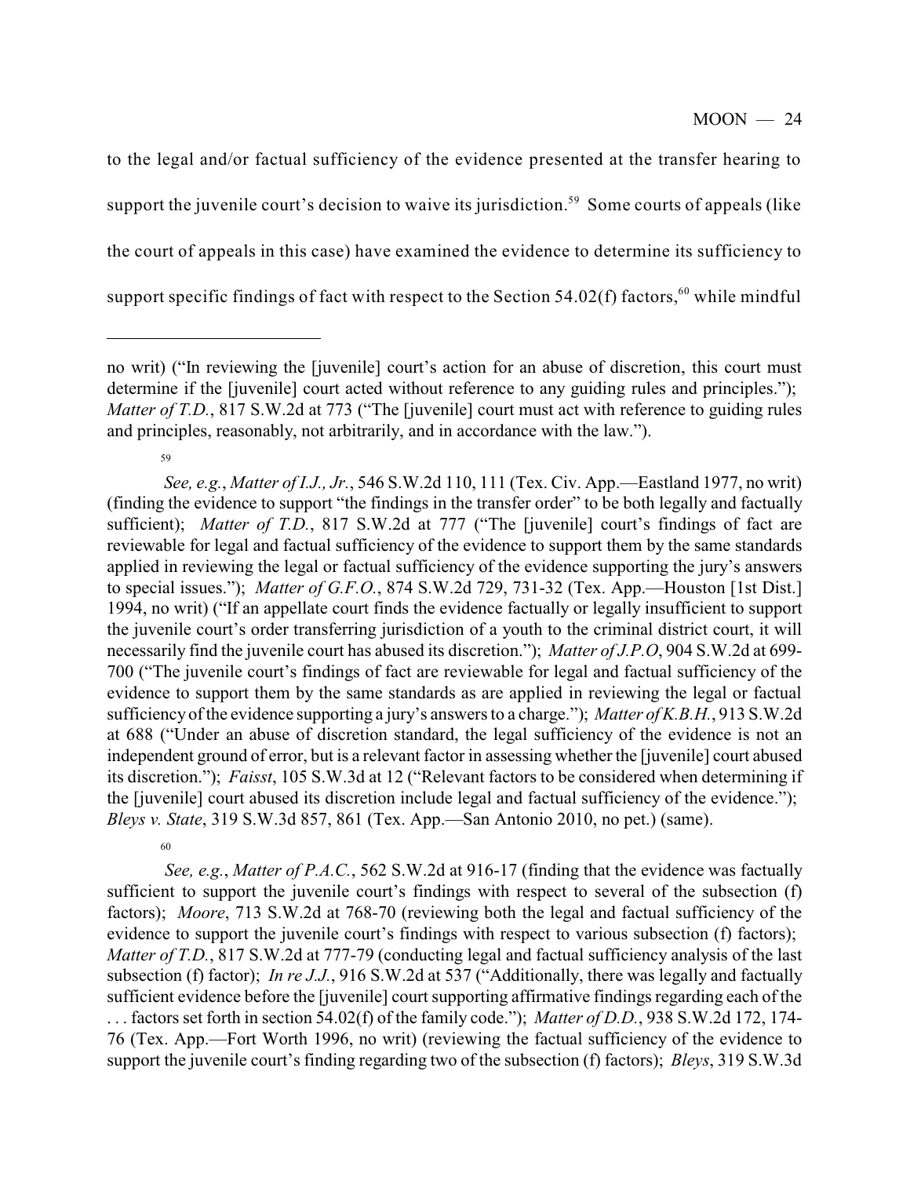to the legal and/or factual sufficiency of the evidence presented at the transfer hearing to support the juvenile court's decision to waive its jurisdiction.[59] Some courts of appeals (like the court of appeals in this case) have examined the evidence to determine its sufficiency to support specific findings of fact with respect to the Section 54.02(f) factors,[60] while mindful

---

no writ) ("In reviewing the [juvenile] court's action for an abuse of discretion, this court must determine if the [juvenile] court acted without reference to any guiding rules and principles."); *Matter of T.D.*, 817 S.W.2d at 773 ("The [juvenile] court must act with reference to guiding rules and principles, reasonably, not arbitrarily, and in accordance with the law.").

[59] *See, e.g.*, *Matter of I.J., Jr.*, 546 S.W.2d 110, 111 (Tex. Civ. App.—Eastland 1977, no writ) (finding the evidence to support "the findings in the transfer order" to be both legally and factually sufficient); *Matter of T.D.*, 817 S.W.2d at 777 ("The [juvenile] court's findings of fact are reviewable for legal and factual sufficiency of the evidence to support them by the same standards applied in reviewing the legal or factual sufficiency of the evidence supporting the jury's answers to special issues."); *Matter of G.F.O.*, 874 S.W.2d 729, 731-32 (Tex. App.—Houston [1st Dist.] 1994, no writ) ("If an appellate court finds the evidence factually or legally insufficient to support the juvenile court's order transferring jurisdiction of a youth to the criminal district court, it will necessarily find the juvenile court has abused its discretion."); *Matter of J.P.O*, 904 S.W.2d at 699-700 ("The juvenile court's findings of fact are reviewable for legal and factual sufficiency of the evidence to support them by the same standards as are applied in reviewing the legal or factual sufficiency of the evidence supporting a jury's answers to a charge."); *Matter of K.B.H.*, 913 S.W.2d at 688 ("Under an abuse of discretion standard, the legal sufficiency of the evidence is not an independent ground of error, but is a relevant factor in assessing whether the [juvenile] court abused its discretion."); *Faisst*, 105 S.W.3d at 12 ("Relevant factors to be considered when determining if the [juvenile] court abused its discretion include legal and factual sufficiency of the evidence."); *Bleys v. State*, 319 S.W.3d 857, 861 (Tex. App.—San Antonio 2010, no pet.) (same).

[60] *See, e.g.*, *Matter of P.A.C.*, 562 S.W.2d at 916-17 (finding that the evidence was factually sufficient to support the juvenile court's findings with respect to several of the subsection (f) factors); *Moore*, 713 S.W.2d at 768-70 (reviewing both the legal and factual sufficiency of the evidence to support the juvenile court's findings with respect to various subsection (f) factors); *Matter of T.D.*, 817 S.W.2d at 777-79 (conducting legal and factual sufficiency analysis of the last subsection (f) factor); *In re J.J.*, 916 S.W.2d at 537 ("Additionally, there was legally and factually sufficient evidence before the [juvenile] court supporting affirmative findings regarding each of the . . . factors set forth in section 54.02(f) of the family code."); *Matter of D.D.*, 938 S.W.2d 172, 174-76 (Tex. App.—Fort Worth 1996, no writ) (reviewing the factual sufficiency of the evidence to support the juvenile court's finding regarding two of the subsection (f) factors); *Bleys*, 319 S.W.3d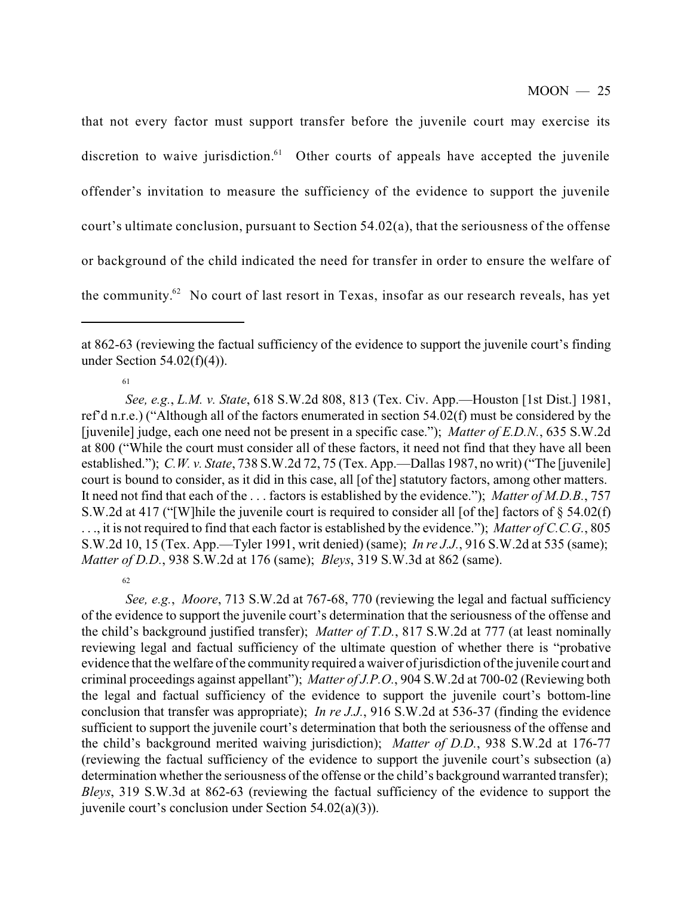that not every factor must support transfer before the juvenile court may exercise its discretion to waive jurisdiction.[61] Other courts of appeals have accepted the juvenile offender's invitation to measure the sufficiency of the evidence to support the juvenile court's ultimate conclusion, pursuant to Section 54.02(a), that the seriousness of the offense or background of the child indicated the need for transfer in order to ensure the welfare of the community.[62] No court of last resort in Texas, insofar as our research reveals, has yet

---

at 862-63 (reviewing the factual sufficiency of the evidence to support the juvenile court's finding under Section 54.02(f)(4)).

[61] *See, e.g.*, *L.M. v. State*, 618 S.W.2d 808, 813 (Tex. Civ. App.—Houston [1st Dist.] 1981, ref'd n.r.e.) ("Although all of the factors enumerated in section 54.02(f) must be considered by the [juvenile] judge, each one need not be present in a specific case."); *Matter of E.D.N.*, 635 S.W.2d at 800 ("While the court must consider all of these factors, it need not find that they have all been established."); *C.W. v. State*, 738 S.W.2d 72, 75 (Tex. App.—Dallas 1987, no writ) ("The [juvenile] court is bound to consider, as it did in this case, all [of the] statutory factors, among other matters. It need not find that each of the . . . factors is established by the evidence."); *Matter of M.D.B.*, 757 S.W.2d at 417 ("[W]hile the juvenile court is required to consider all [of the] factors of § 54.02(f) . . ., it is not required to find that each factor is established by the evidence."); *Matter of C.C.G.*, 805 S.W.2d 10, 15 (Tex. App.—Tyler 1991, writ denied) (same); *In re J.J.*, 916 S.W.2d at 535 (same); *Matter of D.D.*, 938 S.W.2d at 176 (same); *Bleys*, 319 S.W.3d at 862 (same).

[62] *See, e.g.*, *Moore*, 713 S.W.2d at 767-68, 770 (reviewing the legal and factual sufficiency of the evidence to support the juvenile court's determination that the seriousness of the offense and the child's background justified transfer); *Matter of T.D.*, 817 S.W.2d at 777 (at least nominally reviewing legal and factual sufficiency of the ultimate question of whether there is "probative evidence that the welfare of the community required a waiver of jurisdiction of the juvenile court and criminal proceedings against appellant"); *Matter of J.P.O.*, 904 S.W.2d at 700-02 (Reviewing both the legal and factual sufficiency of the evidence to support the juvenile court's bottom-line conclusion that transfer was appropriate); *In re J.J.*, 916 S.W.2d at 536-37 (finding the evidence sufficient to support the juvenile court's determination that both the seriousness of the offense and the child's background merited waiving jurisdiction); *Matter of D.D.*, 938 S.W.2d at 176-77 (reviewing the factual sufficiency of the evidence to support the juvenile court's subsection (a) determination whether the seriousness of the offense or the child's background warranted transfer); *Bleys*, 319 S.W.3d at 862-63 (reviewing the factual sufficiency of the evidence to support the juvenile court's conclusion under Section 54.02(a)(3)).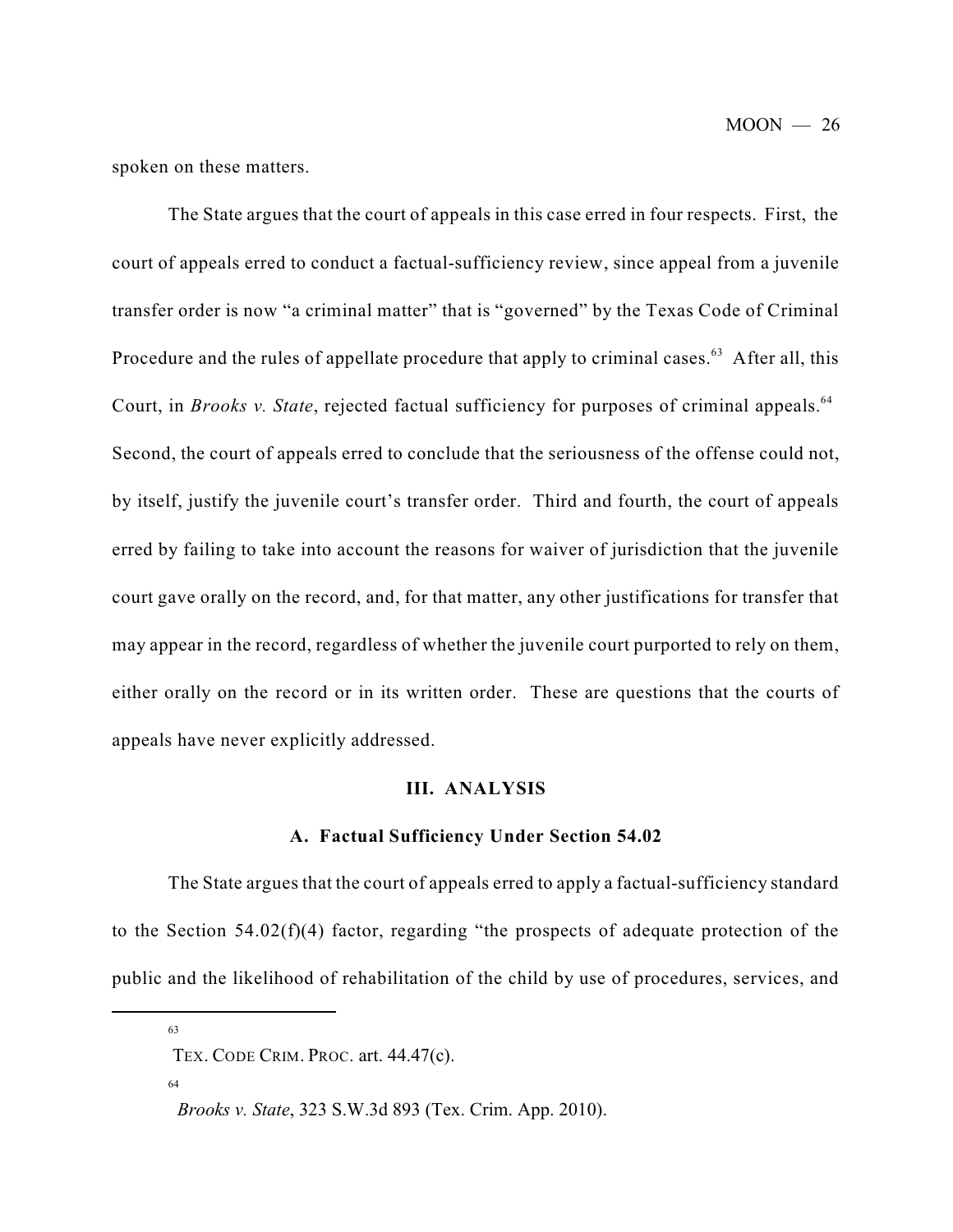spoken on these matters.

The State argues that the court of appeals in this case erred in four respects. First, the court of appeals erred to conduct a factual-sufficiency review, since appeal from a juvenile transfer order is now "a criminal matter" that is "governed" by the Texas Code of Criminal Procedure and the rules of appellate procedure that apply to criminal cases.[63] After all, this Court, in *Brooks v. State*, rejected factual sufficiency for purposes of criminal appeals.[64] Second, the court of appeals erred to conclude that the seriousness of the offense could not, by itself, justify the juvenile court's transfer order. Third and fourth, the court of appeals erred by failing to take into account the reasons for waiver of jurisdiction that the juvenile court gave orally on the record, and, for that matter, any other justifications for transfer that may appear in the record, regardless of whether the juvenile court purported to rely on them, either orally on the record or in its written order. These are questions that the courts of appeals have never explicitly addressed.

## III. ANALYSIS

### A. Factual Sufficiency Under Section 54.02

The State argues that the court of appeals erred to apply a factual-sufficiency standard to the Section 54.02(f)(4) factor, regarding "the prospects of adequate protection of the public and the likelihood of rehabilitation of the child by use of procedures, services, and

---

[63] TEX. CODE CRIM. PROC. art. 44.47(c).

[64] *Brooks v. State*, 323 S.W.3d 893 (Tex. Crim. App. 2010).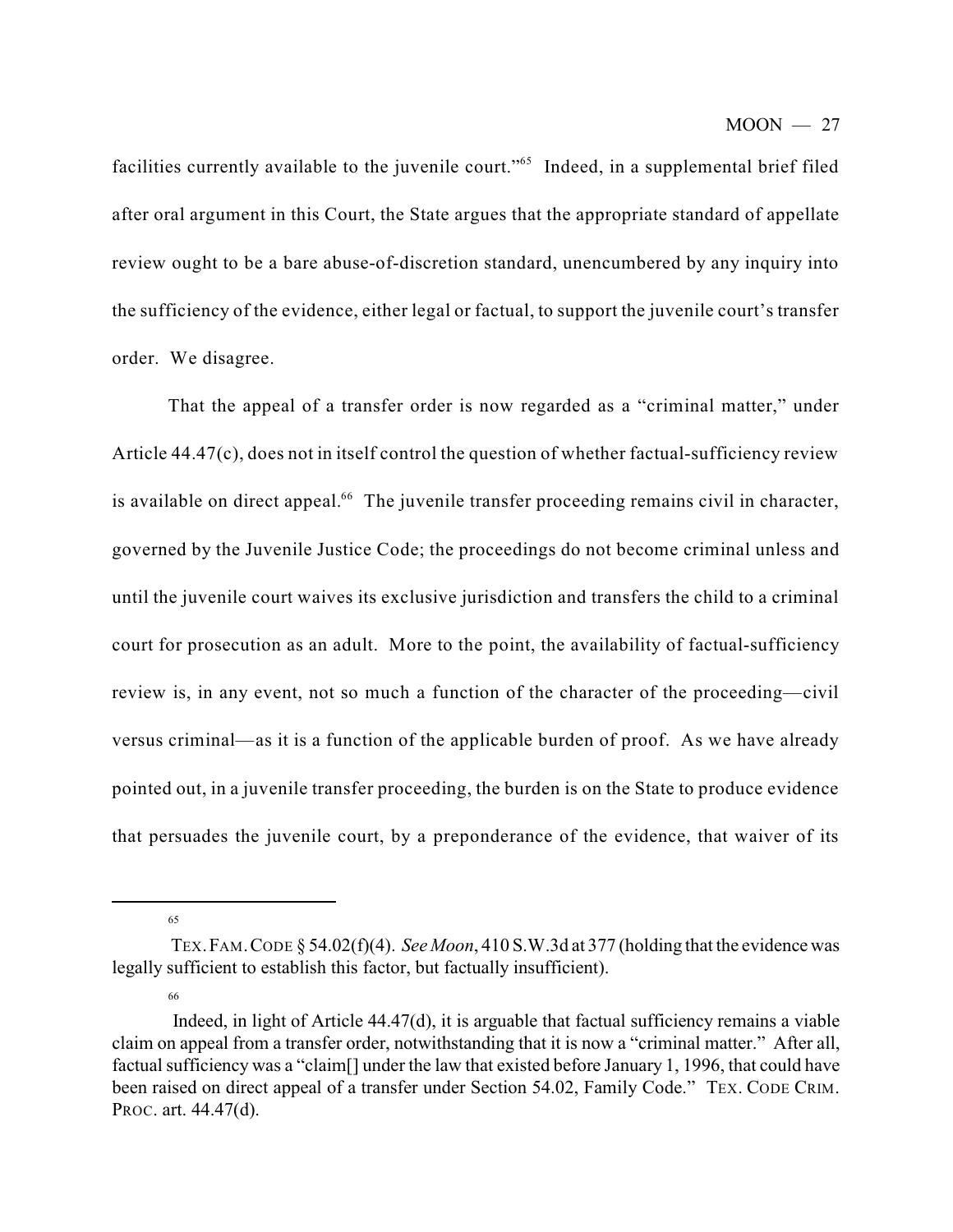facilities currently available to the juvenile court."[65] Indeed, in a supplemental brief filed after oral argument in this Court, the State argues that the appropriate standard of appellate review ought to be a bare abuse-of-discretion standard, unencumbered by any inquiry into the sufficiency of the evidence, either legal or factual, to support the juvenile court's transfer order. We disagree.

That the appeal of a transfer order is now regarded as a "criminal matter," under Article 44.47(c), does not in itself control the question of whether factual-sufficiency review is available on direct appeal.[66] The juvenile transfer proceeding remains civil in character, governed by the Juvenile Justice Code; the proceedings do not become criminal unless and until the juvenile court waives its exclusive jurisdiction and transfers the child to a criminal court for prosecution as an adult. More to the point, the availability of factual-sufficiency review is, in any event, not so much a function of the character of the proceeding—civil versus criminal—as it is a function of the applicable burden of proof. As we have already pointed out, in a juvenile transfer proceeding, the burden is on the State to produce evidence that persuades the juvenile court, by a preponderance of the evidence, that waiver of its

---

[65] TEX. FAM. CODE § 54.02(f)(4). *See Moon*, 410 S.W.3d at 377 (holding that the evidence was legally sufficient to establish this factor, but factually insufficient).

[66] Indeed, in light of Article 44.47(d), it is arguable that factual sufficiency remains a viable claim on appeal from a transfer order, notwithstanding that it is now a "criminal matter." After all, factual sufficiency was a "claim[] under the law that existed before January 1, 1996, that could have been raised on direct appeal of a transfer under Section 54.02, Family Code." TEX. CODE CRIM. PROC. art. 44.47(d).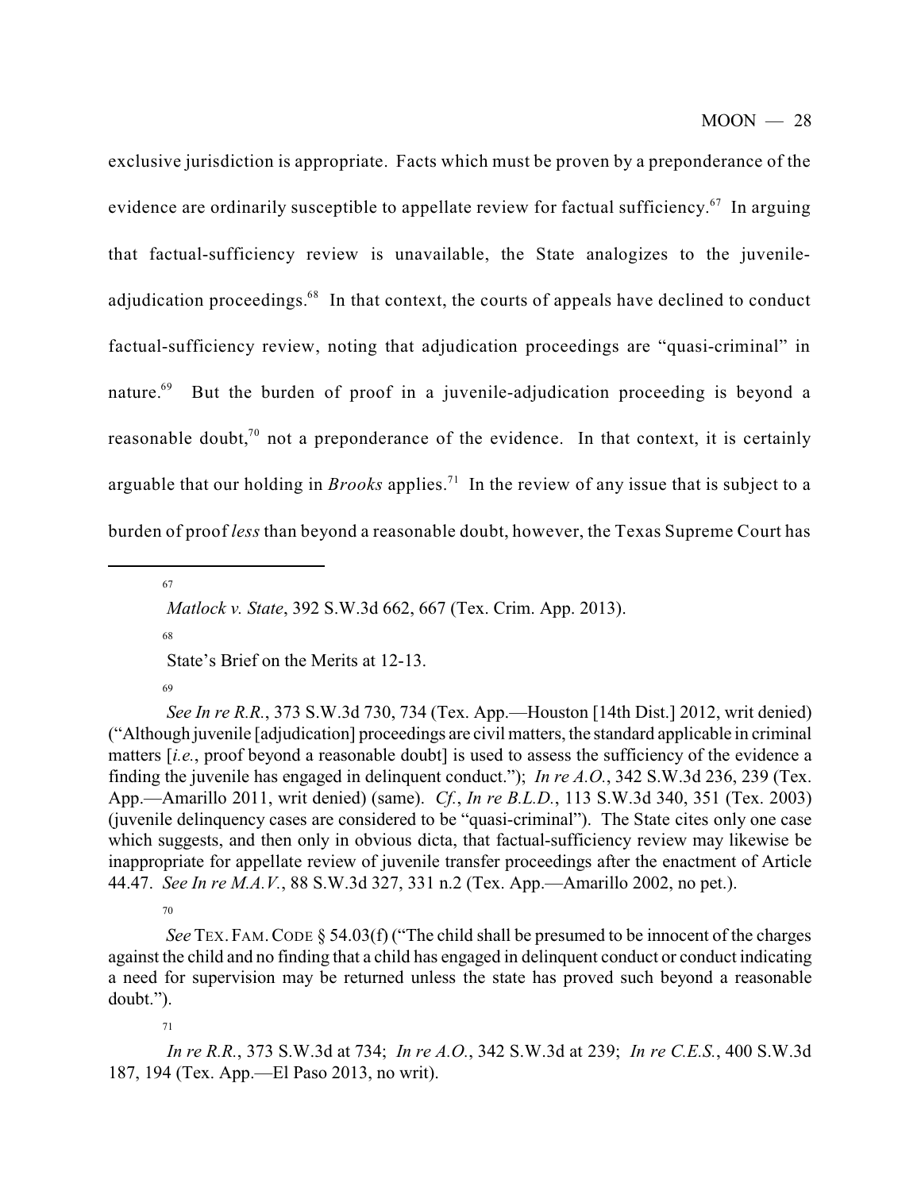exclusive jurisdiction is appropriate. Facts which must be proven by a preponderance of the evidence are ordinarily susceptible to appellate review for factual sufficiency.[67] In arguing that factual-sufficiency review is unavailable, the State analogizes to the juvenile-adjudication proceedings.[68] In that context, the courts of appeals have declined to conduct factual-sufficiency review, noting that adjudication proceedings are "quasi-criminal" in nature.[69] But the burden of proof in a juvenile-adjudication proceeding is beyond a reasonable doubt,[70] not a preponderance of the evidence. In that context, it is certainly arguable that our holding in *Brooks* applies.[71] In the review of any issue that is subject to a burden of proof *less* than beyond a reasonable doubt, however, the Texas Supreme Court has

---

[67] *Matlock v. State*, 392 S.W.3d 662, 667 (Tex. Crim. App. 2013).

[68] State's Brief on the Merits at 12-13.

[69] *See In re R.R.*, 373 S.W.3d 730, 734 (Tex. App.—Houston [14th Dist.] 2012, writ denied) ("Although juvenile [adjudication] proceedings are civil matters, the standard applicable in criminal matters [*i.e.*, proof beyond a reasonable doubt] is used to assess the sufficiency of the evidence a finding the juvenile has engaged in delinquent conduct."); *In re A.O.*, 342 S.W.3d 236, 239 (Tex. App.—Amarillo 2011, writ denied) (same). *Cf.*, *In re B.L.D.*, 113 S.W.3d 340, 351 (Tex. 2003) (juvenile delinquency cases are considered to be "quasi-criminal"). The State cites only one case which suggests, and then only in obvious dicta, that factual-sufficiency review may likewise be inappropriate for appellate review of juvenile transfer proceedings after the enactment of Article 44.47. *See In re M.A.V.*, 88 S.W.3d 327, 331 n.2 (Tex. App.—Amarillo 2002, no pet.).

[70] *See* TEX. FAM. CODE § 54.03(f) ("The child shall be presumed to be innocent of the charges against the child and no finding that a child has engaged in delinquent conduct or conduct indicating a need for supervision may be returned unless the state has proved such beyond a reasonable doubt.").

[71] *In re R.R.*, 373 S.W.3d at 734; *In re A.O.*, 342 S.W.3d at 239; *In re C.E.S.*, 400 S.W.3d 187, 194 (Tex. App.—El Paso 2013, no writ).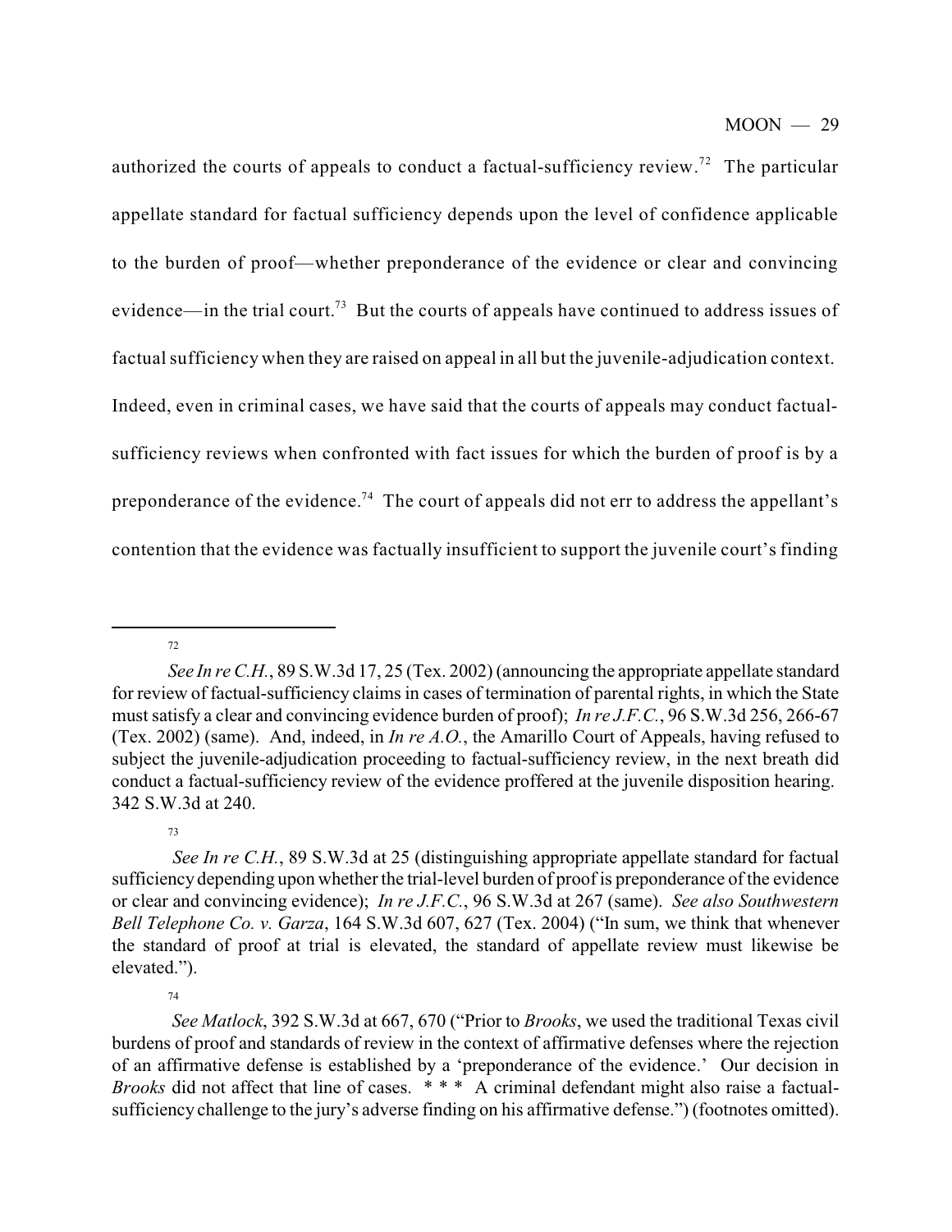authorized the courts of appeals to conduct a factual-sufficiency review.[72] The particular appellate standard for factual sufficiency depends upon the level of confidence applicable to the burden of proof—whether preponderance of the evidence or clear and convincing evidence—in the trial court.[73] But the courts of appeals have continued to address issues of factual sufficiency when they are raised on appeal in all but the juvenile-adjudication context. Indeed, even in criminal cases, we have said that the courts of appeals may conduct factual-sufficiency reviews when confronted with fact issues for which the burden of proof is by a preponderance of the evidence.[74] The court of appeals did not err to address the appellant's contention that the evidence was factually insufficient to support the juvenile court's finding

---

[72] *See In re C.H.*, 89 S.W.3d 17, 25 (Tex. 2002) (announcing the appropriate appellate standard for review of factual-sufficiency claims in cases of termination of parental rights, in which the State must satisfy a clear and convincing evidence burden of proof); *In re J.F.C.*, 96 S.W.3d 256, 266-67 (Tex. 2002) (same). And, indeed, in *In re A.O.*, the Amarillo Court of Appeals, having refused to subject the juvenile-adjudication proceeding to factual-sufficiency review, in the next breath did conduct a factual-sufficiency review of the evidence proffered at the juvenile disposition hearing. 342 S.W.3d at 240.

[73] *See In re C.H.*, 89 S.W.3d at 25 (distinguishing appropriate appellate standard for factual sufficiency depending upon whether the trial-level burden of proof is preponderance of the evidence or clear and convincing evidence); *In re J.F.C.*, 96 S.W.3d at 267 (same). *See also Southwestern Bell Telephone Co. v. Garza*, 164 S.W.3d 607, 627 (Tex. 2004) ("In sum, we think that whenever the standard of proof at trial is elevated, the standard of appellate review must likewise be elevated.").

[74] *See Matlock*, 392 S.W.3d at 667, 670 ("Prior to *Brooks*, we used the traditional Texas civil burdens of proof and standards of review in the context of affirmative defenses where the rejection of an affirmative defense is established by a 'preponderance of the evidence.' Our decision in *Brooks* did not affect that line of cases. * * * A criminal defendant might also raise a factual-sufficiency challenge to the jury's adverse finding on his affirmative defense.") (footnotes omitted).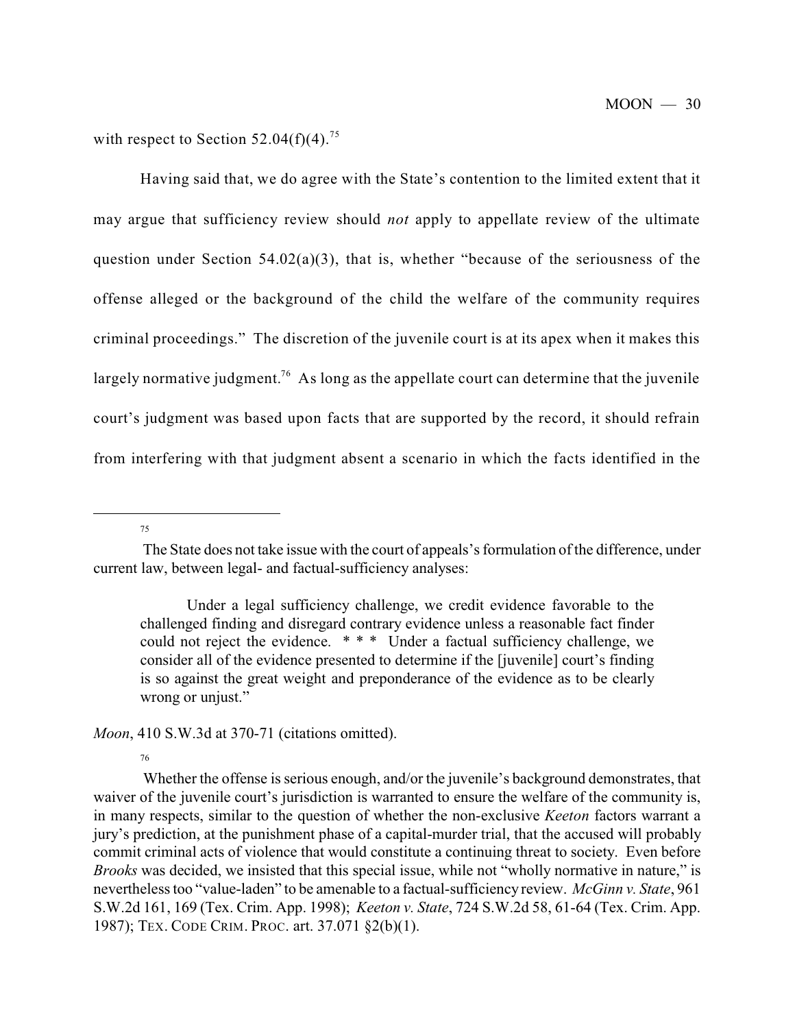with respect to Section 52.04(f)(4).[75]

Having said that, we do agree with the State's contention to the limited extent that it may argue that sufficiency review should *not* apply to appellate review of the ultimate question under Section 54.02(a)(3), that is, whether "because of the seriousness of the offense alleged or the background of the child the welfare of the community requires criminal proceedings." The discretion of the juvenile court is at its apex when it makes this largely normative judgment.[76] As long as the appellate court can determine that the juvenile court's judgment was based upon facts that are supported by the record, it should refrain from interfering with that judgment absent a scenario in which the facts identified in the

---

[75] The State does not take issue with the court of appeals's formulation of the difference, under current law, between legal- and factual-sufficiency analyses:

> Under a legal sufficiency challenge, we credit evidence favorable to the challenged finding and disregard contrary evidence unless a reasonable fact finder could not reject the evidence. * * * Under a factual sufficiency challenge, we consider all of the evidence presented to determine if the [juvenile] court's finding is so against the great weight and preponderance of the evidence as to be clearly wrong or unjust."

*Moon*, 410 S.W.3d at 370-71 (citations omitted).

[76] Whether the offense is serious enough, and/or the juvenile's background demonstrates, that waiver of the juvenile court's jurisdiction is warranted to ensure the welfare of the community is, in many respects, similar to the question of whether the non-exclusive *Keeton* factors warrant a jury's prediction, at the punishment phase of a capital-murder trial, that the accused will probably commit criminal acts of violence that would constitute a continuing threat to society. Even before *Brooks* was decided, we insisted that this special issue, while not "wholly normative in nature," is nevertheless too "value-laden" to be amenable to a factual-sufficiency review. *McGinn v. State*, 961 S.W.2d 161, 169 (Tex. Crim. App. 1998); *Keeton v. State*, 724 S.W.2d 58, 61-64 (Tex. Crim. App. 1987); TEX. CODE CRIM. PROC. art. 37.071 §2(b)(1).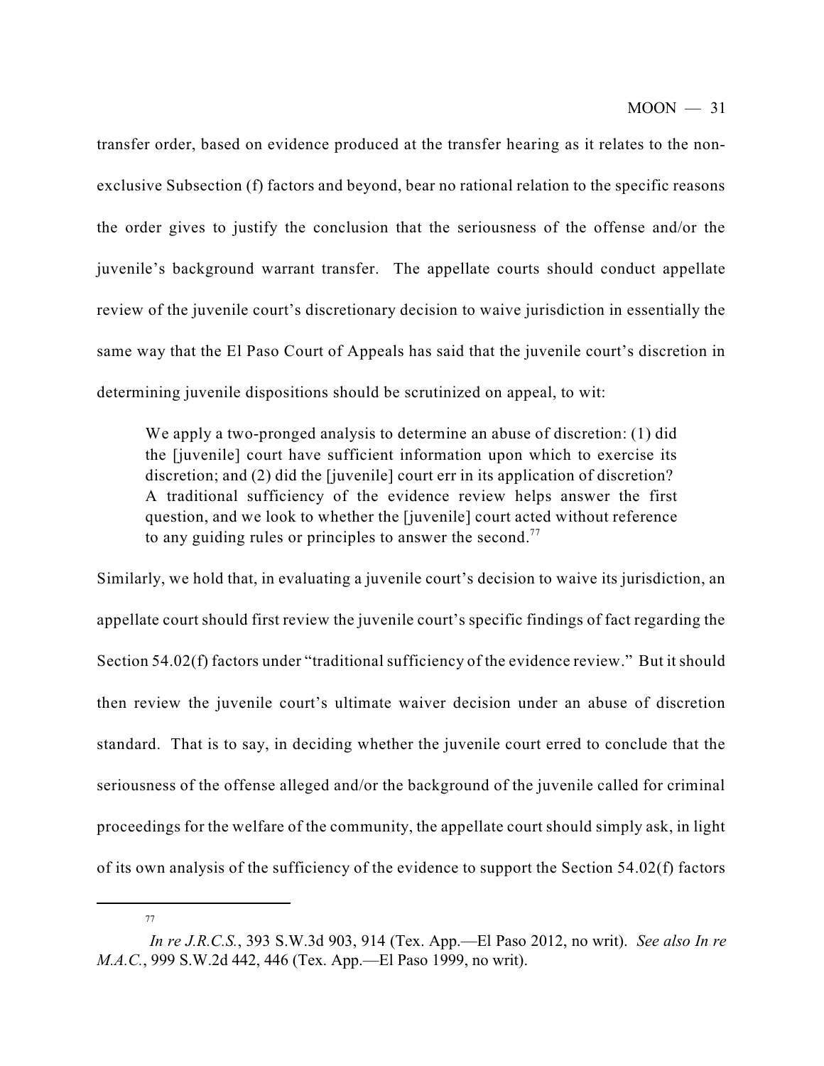transfer order, based on evidence produced at the transfer hearing as it relates to the non-exclusive Subsection (f) factors and beyond, bear no rational relation to the specific reasons the order gives to justify the conclusion that the seriousness of the offense and/or the juvenile's background warrant transfer. The appellate courts should conduct appellate review of the juvenile court's discretionary decision to waive jurisdiction in essentially the same way that the El Paso Court of Appeals has said that the juvenile court's discretion in determining juvenile dispositions should be scrutinized on appeal, to wit:

> We apply a two-pronged analysis to determine an abuse of discretion: (1) did the [juvenile] court have sufficient information upon which to exercise its discretion; and (2) did the [juvenile] court err in its application of discretion? A traditional sufficiency of the evidence review helps answer the first question, and we look to whether the [juvenile] court acted without reference to any guiding rules or principles to answer the second.[77]

Similarly, we hold that, in evaluating a juvenile court's decision to waive its jurisdiction, an appellate court should first review the juvenile court's specific findings of fact regarding the Section 54.02(f) factors under "traditional sufficiency of the evidence review." But it should then review the juvenile court's ultimate waiver decision under an abuse of discretion standard. That is to say, in deciding whether the juvenile court erred to conclude that the seriousness of the offense alleged and/or the background of the juvenile called for criminal proceedings for the welfare of the community, the appellate court should simply ask, in light of its own analysis of the sufficiency of the evidence to support the Section 54.02(f) factors

---

[77] *In re J.R.C.S.*, 393 S.W.3d 903, 914 (Tex. App.—El Paso 2012, no writ). *See also In re M.A.C.*, 999 S.W.2d 442, 446 (Tex. App.—El Paso 1999, no writ).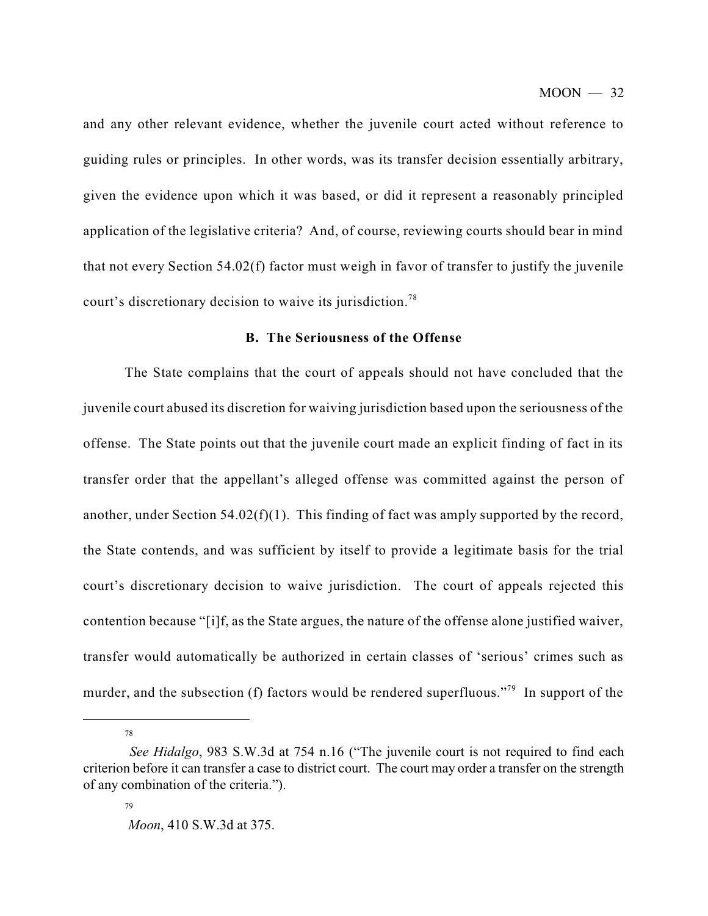and any other relevant evidence, whether the juvenile court acted without reference to guiding rules or principles. In other words, was its transfer decision essentially arbitrary, given the evidence upon which it was based, or did it represent a reasonably principled application of the legislative criteria? And, of course, reviewing courts should bear in mind that not every Section 54.02(f) factor must weigh in favor of transfer to justify the juvenile court's discretionary decision to waive its jurisdiction.[78]

### B. The Seriousness of the Offense

The State complains that the court of appeals should not have concluded that the juvenile court abused its discretion for waiving jurisdiction based upon the seriousness of the offense. The State points out that the juvenile court made an explicit finding of fact in its transfer order that the appellant's alleged offense was committed against the person of another, under Section 54.02(f)(1). This finding of fact was amply supported by the record, the State contends, and was sufficient by itself to provide a legitimate basis for the trial court's discretionary decision to waive jurisdiction. The court of appeals rejected this contention because "[i]f, as the State argues, the nature of the offense alone justified waiver, transfer would automatically be authorized in certain classes of 'serious' crimes such as murder, and the subsection (f) factors would be rendered superfluous."[79] In support of the

---

[78] *See Hidalgo*, 983 S.W.3d at 754 n.16 ("The juvenile court is not required to find each criterion before it can transfer a case to district court. The court may order a transfer on the strength of any combination of the criteria.").

[79] *Moon*, 410 S.W.3d at 375.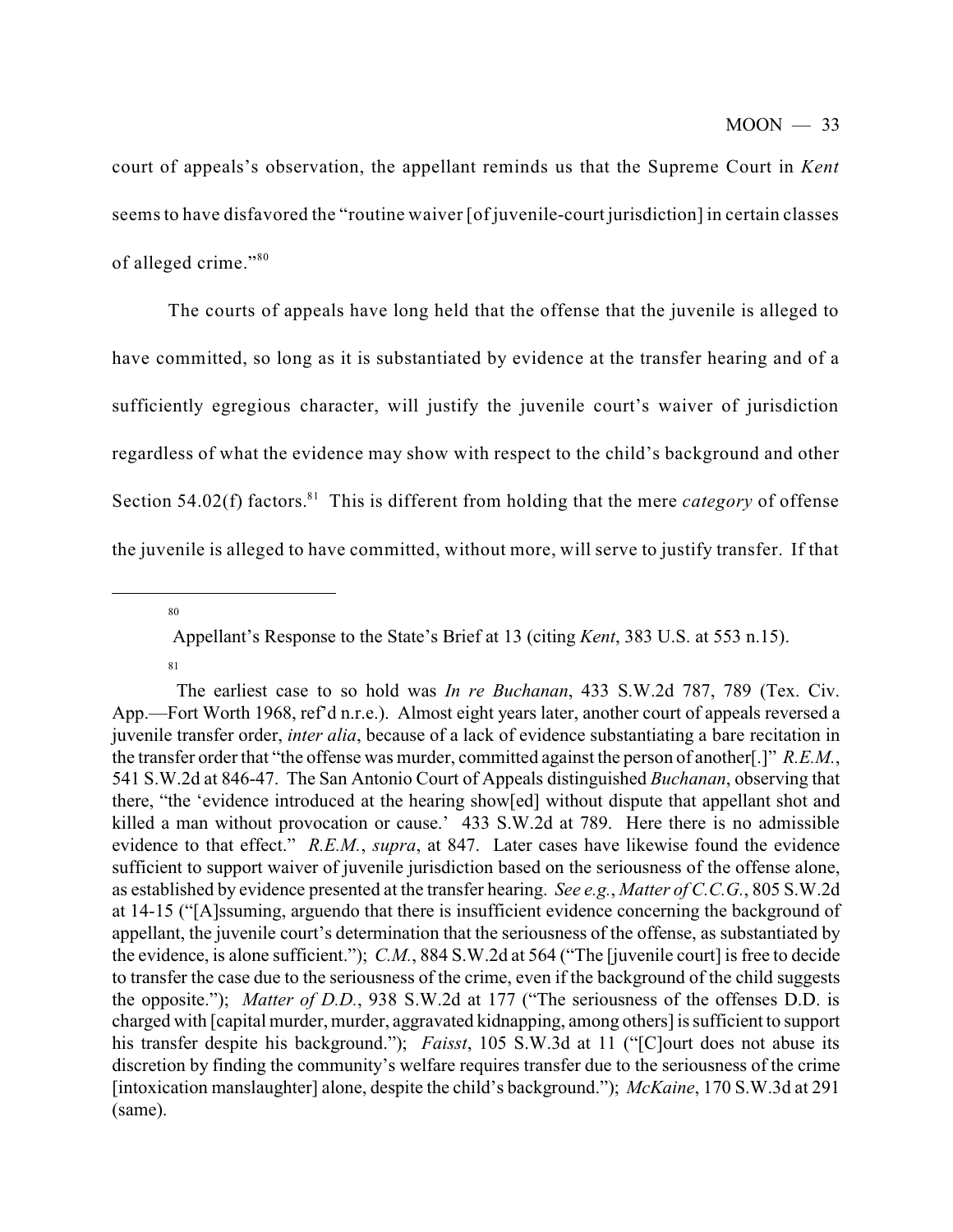court of appeals's observation, the appellant reminds us that the Supreme Court in *Kent* seems to have disfavored the "routine waiver [of juvenile-court jurisdiction] in certain classes of alleged crime."[80]

The courts of appeals have long held that the offense that the juvenile is alleged to have committed, so long as it is substantiated by evidence at the transfer hearing and of a sufficiently egregious character, will justify the juvenile court's waiver of jurisdiction regardless of what the evidence may show with respect to the child's background and other Section 54.02(f) factors.[81] This is different from holding that the mere *category* of offense the juvenile is alleged to have committed, without more, will serve to justify transfer. If that

---

[80] Appellant's Response to the State's Brief at 13 (citing *Kent*, 383 U.S. at 553 n.15).

[81] The earliest case to so hold was *In re Buchanan*, 433 S.W.2d 787, 789 (Tex. Civ. App.—Fort Worth 1968, ref'd n.r.e.). Almost eight years later, another court of appeals reversed a juvenile transfer order, *inter alia*, because of a lack of evidence substantiating a bare recitation in the transfer order that "the offense was murder, committed against the person of another[.]" *R.E.M.*, 541 S.W.2d at 846-47. The San Antonio Court of Appeals distinguished *Buchanan*, observing that there, "the 'evidence introduced at the hearing show[ed] without dispute that appellant shot and killed a man without provocation or cause.' 433 S.W.2d at 789. Here there is no admissible evidence to that effect." *R.E.M.*, *supra*, at 847. Later cases have likewise found the evidence sufficient to support waiver of juvenile jurisdiction based on the seriousness of the offense alone, as established by evidence presented at the transfer hearing. *See e.g.*, *Matter of C.C.G.*, 805 S.W.2d at 14-15 ("[A]ssuming, arguendo that there is insufficient evidence concerning the background of appellant, the juvenile court's determination that the seriousness of the offense, as substantiated by the evidence, is alone sufficient."); *C.M.*, 884 S.W.2d at 564 ("The [juvenile court] is free to decide to transfer the case due to the seriousness of the crime, even if the background of the child suggests the opposite."); *Matter of D.D.*, 938 S.W.2d at 177 ("The seriousness of the offenses D.D. is charged with [capital murder, murder, aggravated kidnapping, among others] is sufficient to support his transfer despite his background."); *Faisst*, 105 S.W.3d at 11 ("[C]ourt does not abuse its discretion by finding the community's welfare requires transfer due to the seriousness of the crime [intoxication manslaughter] alone, despite the child's background."); *McKaine*, 170 S.W.3d at 291 (same).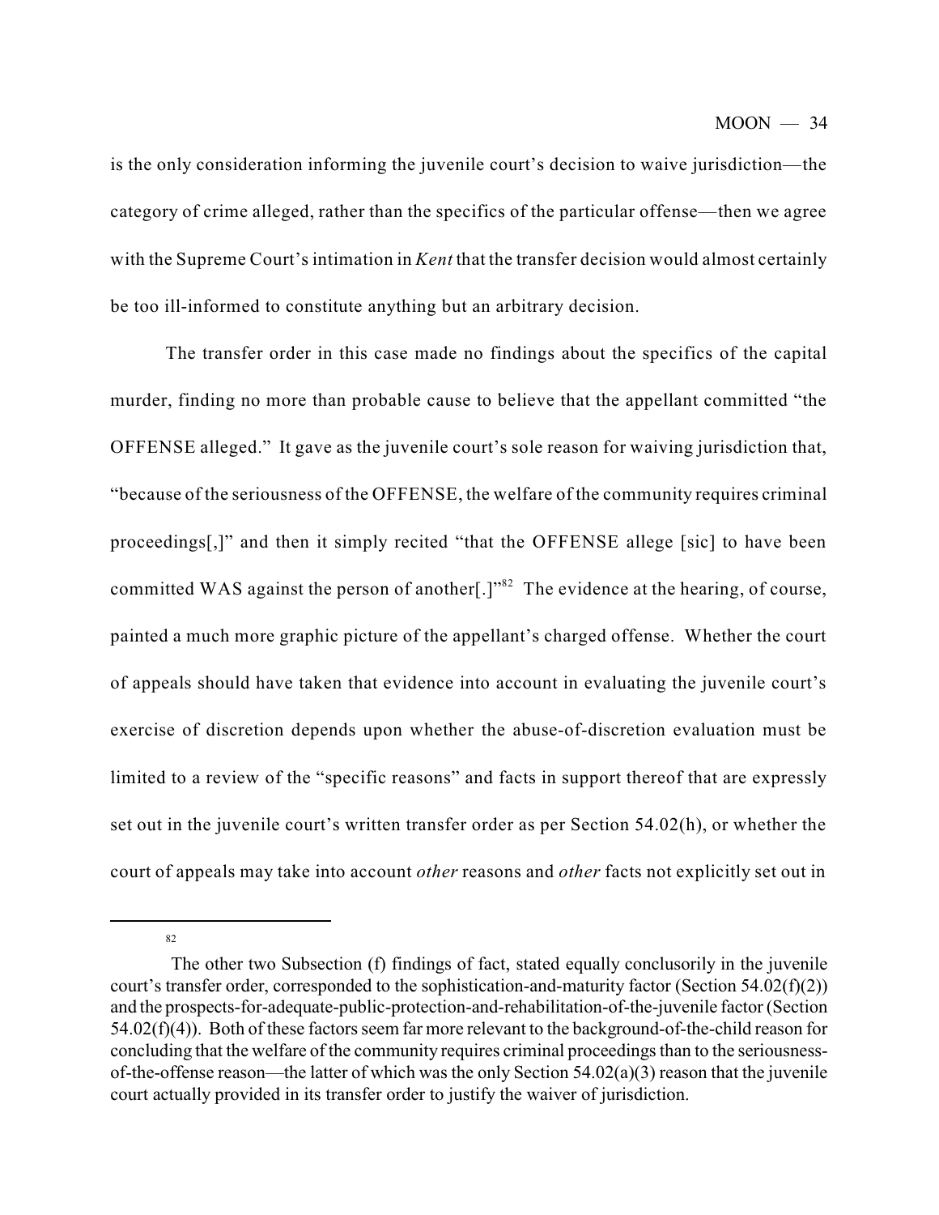is the only consideration informing the juvenile court's decision to waive jurisdiction—the category of crime alleged, rather than the specifics of the particular offense—then we agree with the Supreme Court's intimation in *Kent* that the transfer decision would almost certainly be too ill-informed to constitute anything but an arbitrary decision.

The transfer order in this case made no findings about the specifics of the capital murder, finding no more than probable cause to believe that the appellant committed "the OFFENSE alleged." It gave as the juvenile court's sole reason for waiving jurisdiction that, "because of the seriousness of the OFFENSE, the welfare of the community requires criminal proceedings[,]" and then it simply recited "that the OFFENSE allege [sic] to have been committed WAS against the person of another[.]"[82] The evidence at the hearing, of course, painted a much more graphic picture of the appellant's charged offense. Whether the court of appeals should have taken that evidence into account in evaluating the juvenile court's exercise of discretion depends upon whether the abuse-of-discretion evaluation must be limited to a review of the "specific reasons" and facts in support thereof that are expressly set out in the juvenile court's written transfer order as per Section 54.02(h), or whether the court of appeals may take into account *other* reasons and *other* facts not explicitly set out in

---

[82] The other two Subsection (f) findings of fact, stated equally conclusorily in the juvenile court's transfer order, corresponded to the sophistication-and-maturity factor (Section 54.02(f)(2)) and the prospects-for-adequate-public-protection-and-rehabilitation-of-the-juvenile factor (Section 54.02(f)(4)). Both of these factors seem far more relevant to the background-of-the-child reason for concluding that the welfare of the community requires criminal proceedings than to the seriousness-of-the-offense reason—the latter of which was the only Section 54.02(a)(3) reason that the juvenile court actually provided in its transfer order to justify the waiver of jurisdiction.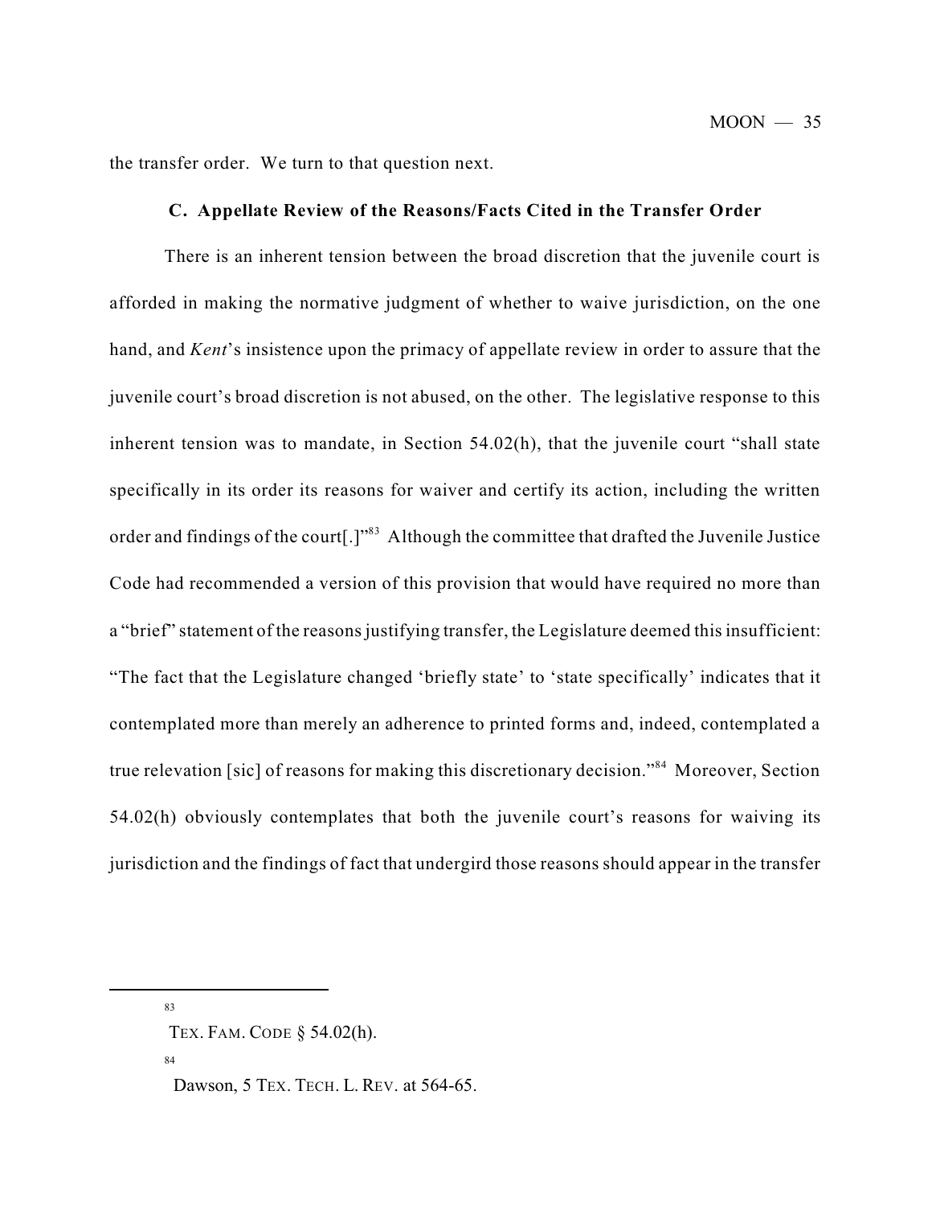the transfer order. We turn to that question next.

### C. Appellate Review of the Reasons/Facts Cited in the Transfer Order

There is an inherent tension between the broad discretion that the juvenile court is afforded in making the normative judgment of whether to waive jurisdiction, on the one hand, and *Kent*'s insistence upon the primacy of appellate review in order to assure that the juvenile court's broad discretion is not abused, on the other. The legislative response to this inherent tension was to mandate, in Section 54.02(h), that the juvenile court "shall state specifically in its order its reasons for waiver and certify its action, including the written order and findings of the court[.]"[83] Although the committee that drafted the Juvenile Justice Code had recommended a version of this provision that would have required no more than a "brief" statement of the reasons justifying transfer, the Legislature deemed this insufficient: "The fact that the Legislature changed 'briefly state' to 'state specifically' indicates that it contemplated more than merely an adherence to printed forms and, indeed, contemplated a true relevation [sic] of reasons for making this discretionary decision."[84] Moreover, Section 54.02(h) obviously contemplates that both the juvenile court's reasons for waiving its jurisdiction and the findings of fact that undergird those reasons should appear in the transfer

---

[83] TEX. FAM. CODE § 54.02(h).

[84] Dawson, 5 TEX. TECH. L. REV. at 564-65.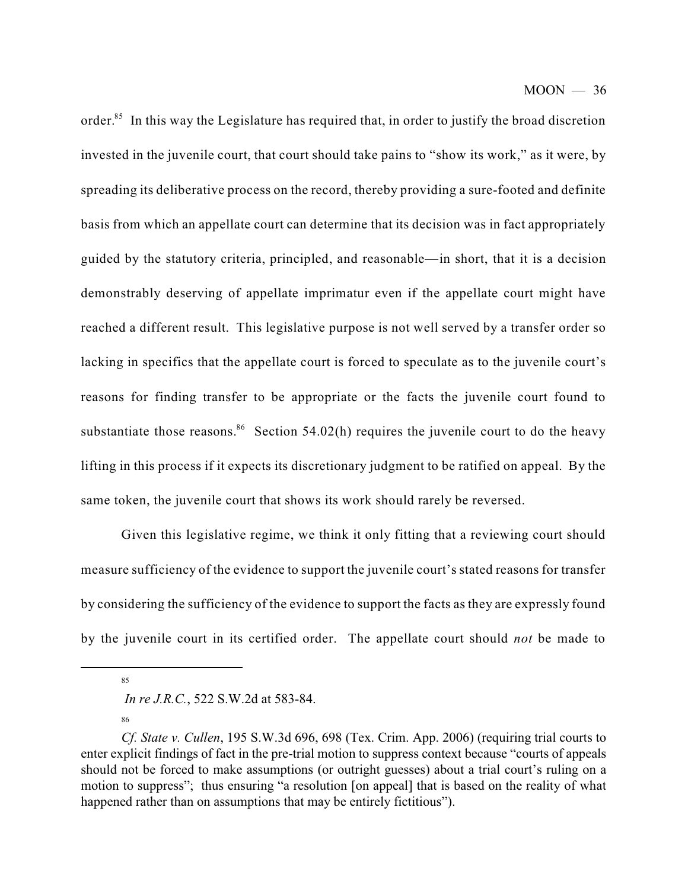order.[85] In this way the Legislature has required that, in order to justify the broad discretion invested in the juvenile court, that court should take pains to "show its work," as it were, by spreading its deliberative process on the record, thereby providing a sure-footed and definite basis from which an appellate court can determine that its decision was in fact appropriately guided by the statutory criteria, principled, and reasonable—in short, that it is a decision demonstrably deserving of appellate imprimatur even if the appellate court might have reached a different result. This legislative purpose is not well served by a transfer order so lacking in specifics that the appellate court is forced to speculate as to the juvenile court's reasons for finding transfer to be appropriate or the facts the juvenile court found to substantiate those reasons.[86] Section 54.02(h) requires the juvenile court to do the heavy lifting in this process if it expects its discretionary judgment to be ratified on appeal. By the same token, the juvenile court that shows its work should rarely be reversed.

Given this legislative regime, we think it only fitting that a reviewing court should measure sufficiency of the evidence to support the juvenile court's stated reasons for transfer by considering the sufficiency of the evidence to support the facts as they are expressly found by the juvenile court in its certified order. The appellate court should *not* be made to

---

[85] *In re J.R.C.*, 522 S.W.2d at 583-84.

[86] *Cf. State v. Cullen*, 195 S.W.3d 696, 698 (Tex. Crim. App. 2006) (requiring trial courts to enter explicit findings of fact in the pre-trial motion to suppress context because "courts of appeals should not be forced to make assumptions (or outright guesses) about a trial court's ruling on a motion to suppress"; thus ensuring "a resolution [on appeal] that is based on the reality of what happened rather than on assumptions that may be entirely fictitious").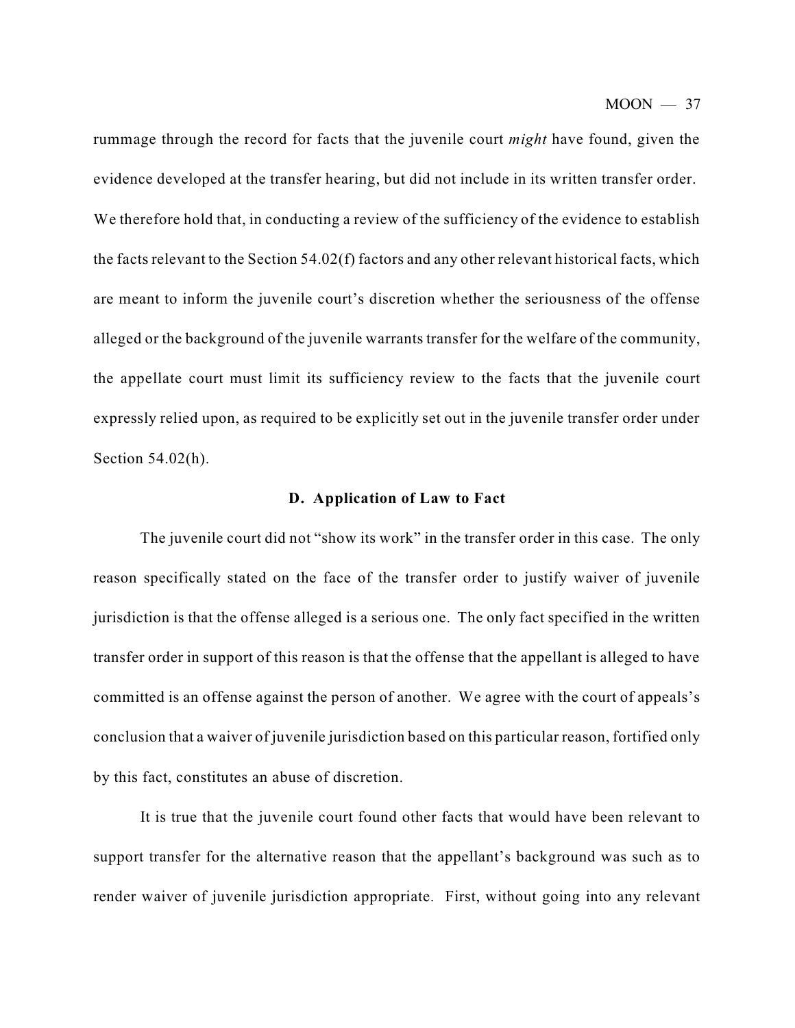rummage through the record for facts that the juvenile court *might* have found, given the evidence developed at the transfer hearing, but did not include in its written transfer order. We therefore hold that, in conducting a review of the sufficiency of the evidence to establish the facts relevant to the Section 54.02(f) factors and any other relevant historical facts, which are meant to inform the juvenile court's discretion whether the seriousness of the offense alleged or the background of the juvenile warrants transfer for the welfare of the community, the appellate court must limit its sufficiency review to the facts that the juvenile court expressly relied upon, as required to be explicitly set out in the juvenile transfer order under Section 54.02(h).

**D. Application of Law to Fact**

The juvenile court did not "show its work" in the transfer order in this case. The only reason specifically stated on the face of the transfer order to justify waiver of juvenile jurisdiction is that the offense alleged is a serious one. The only fact specified in the written transfer order in support of this reason is that the offense that the appellant is alleged to have committed is an offense against the person of another. We agree with the court of appeals's conclusion that a waiver of juvenile jurisdiction based on this particular reason, fortified only by this fact, constitutes an abuse of discretion.

It is true that the juvenile court found other facts that would have been relevant to support transfer for the alternative reason that the appellant's background was such as to render waiver of juvenile jurisdiction appropriate. First, without going into any relevant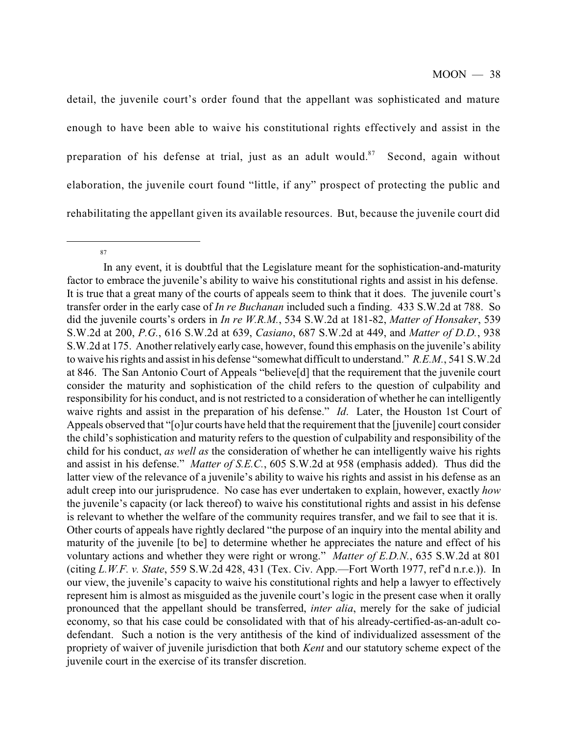detail, the juvenile court's order found that the appellant was sophisticated and mature enough to have been able to waive his constitutional rights effectively and assist in the preparation of his defense at trial, just as an adult would.[87] Second, again without elaboration, the juvenile court found "little, if any" prospect of protecting the public and rehabilitating the appellant given its available resources. But, because the juvenile court did

---

[87] In any event, it is doubtful that the Legislature meant for the sophistication-and-maturity factor to embrace the juvenile's ability to waive his constitutional rights and assist in his defense. It is true that a great many of the courts of appeals seem to think that it does. The juvenile court's transfer order in the early case of *In re Buchanan* included such a finding. 433 S.W.2d at 788. So did the juvenile courts's orders in *In re W.R.M.*, 534 S.W.2d at 181-82, *Matter of Honsaker*, 539 S.W.2d at 200, *P.G.*, 616 S.W.2d at 639, *Casiano*, 687 S.W.2d at 449, and *Matter of D.D.*, 938 S.W.2d at 175. Another relatively early case, however, found this emphasis on the juvenile's ability to waive his rights and assist in his defense "somewhat difficult to understand." *R.E.M.*, 541 S.W.2d at 846. The San Antonio Court of Appeals "believe[d] that the requirement that the juvenile court consider the maturity and sophistication of the child refers to the question of culpability and responsibility for his conduct, and is not restricted to a consideration of whether he can intelligently waive rights and assist in the preparation of his defense." *Id*. Later, the Houston 1st Court of Appeals observed that "[o]ur courts have held that the requirement that the [juvenile] court consider the child's sophistication and maturity refers to the question of culpability and responsibility of the child for his conduct, *as well as* the consideration of whether he can intelligently waive his rights and assist in his defense." *Matter of S.E.C.*, 605 S.W.2d at 958 (emphasis added). Thus did the latter view of the relevance of a juvenile's ability to waive his rights and assist in his defense as an adult creep into our jurisprudence. No case has ever undertaken to explain, however, exactly *how* the juvenile's capacity (or lack thereof) to waive his constitutional rights and assist in his defense is relevant to whether the welfare of the community requires transfer, and we fail to see that it is. Other courts of appeals have rightly declared "the purpose of an inquiry into the mental ability and maturity of the juvenile [to be] to determine whether he appreciates the nature and effect of his voluntary actions and whether they were right or wrong." *Matter of E.D.N.*, 635 S.W.2d at 801 (citing *L.W.F. v. State*, 559 S.W.2d 428, 431 (Tex. Civ. App.—Fort Worth 1977, ref'd n.r.e.)). In our view, the juvenile's capacity to waive his constitutional rights and help a lawyer to effectively represent him is almost as misguided as the juvenile court's logic in the present case when it orally pronounced that the appellant should be transferred, *inter alia*, merely for the sake of judicial economy, so that his case could be consolidated with that of his already-certified-as-an-adult co-defendant. Such a notion is the very antithesis of the kind of individualized assessment of the propriety of waiver of juvenile jurisdiction that both *Kent* and our statutory scheme expect of the juvenile court in the exercise of its transfer discretion.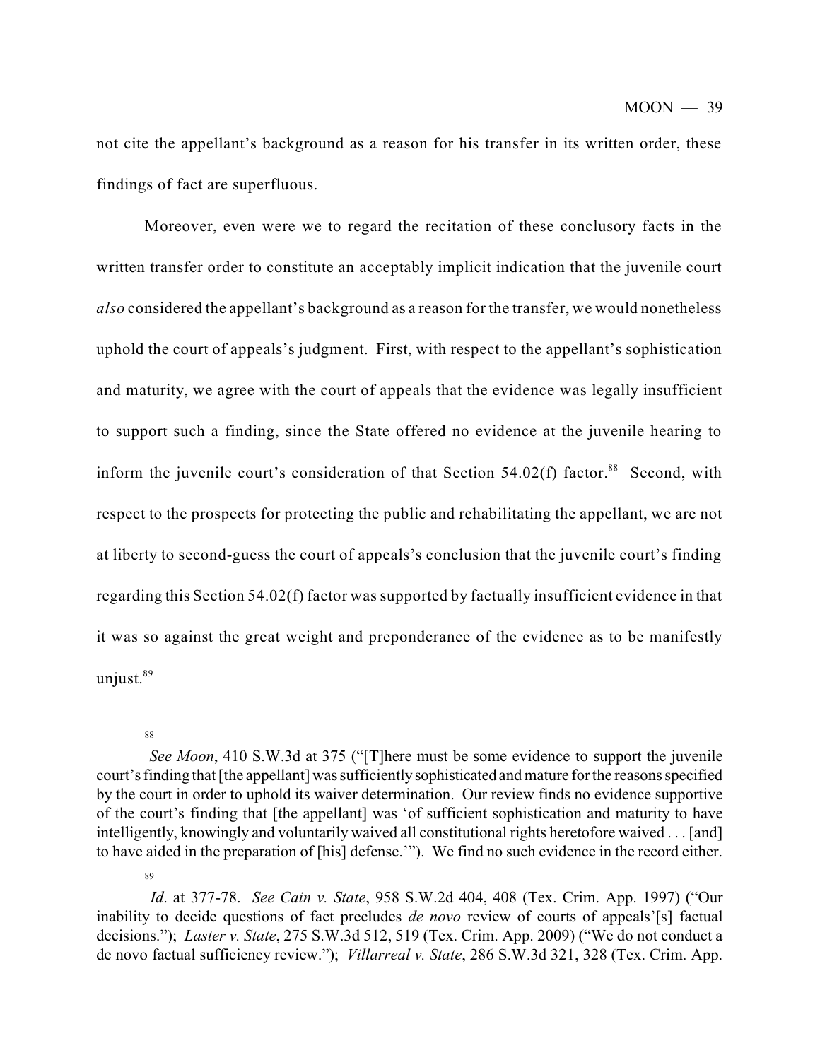not cite the appellant's background as a reason for his transfer in its written order, these findings of fact are superfluous.

Moreover, even were we to regard the recitation of these conclusory facts in the written transfer order to constitute an acceptably implicit indication that the juvenile court *also* considered the appellant's background as a reason for the transfer, we would nonetheless uphold the court of appeals's judgment. First, with respect to the appellant's sophistication and maturity, we agree with the court of appeals that the evidence was legally insufficient to support such a finding, since the State offered no evidence at the juvenile hearing to inform the juvenile court's consideration of that Section 54.02(f) factor.[88] Second, with respect to the prospects for protecting the public and rehabilitating the appellant, we are not at liberty to second-guess the court of appeals's conclusion that the juvenile court's finding regarding this Section 54.02(f) factor was supported by factually insufficient evidence in that it was so against the great weight and preponderance of the evidence as to be manifestly unjust.[89]

---

[88] *See Moon*, 410 S.W.3d at 375 ("[T]here must be some evidence to support the juvenile court's finding that [the appellant] was sufficiently sophisticated and mature for the reasons specified by the court in order to uphold its waiver determination. Our review finds no evidence supportive of the court's finding that [the appellant] was 'of sufficient sophistication and maturity to have intelligently, knowingly and voluntarily waived all constitutional rights heretofore waived . . . [and] to have aided in the preparation of [his] defense.'"). We find no such evidence in the record either.

[89] *Id*. at 377-78. *See Cain v. State*, 958 S.W.2d 404, 408 (Tex. Crim. App. 1997) ("Our inability to decide questions of fact precludes *de novo* review of courts of appeals'[s] factual decisions."); *Laster v. State*, 275 S.W.3d 512, 519 (Tex. Crim. App. 2009) ("We do not conduct a de novo factual sufficiency review."); *Villarreal v. State*, 286 S.W.3d 321, 328 (Tex. Crim. App.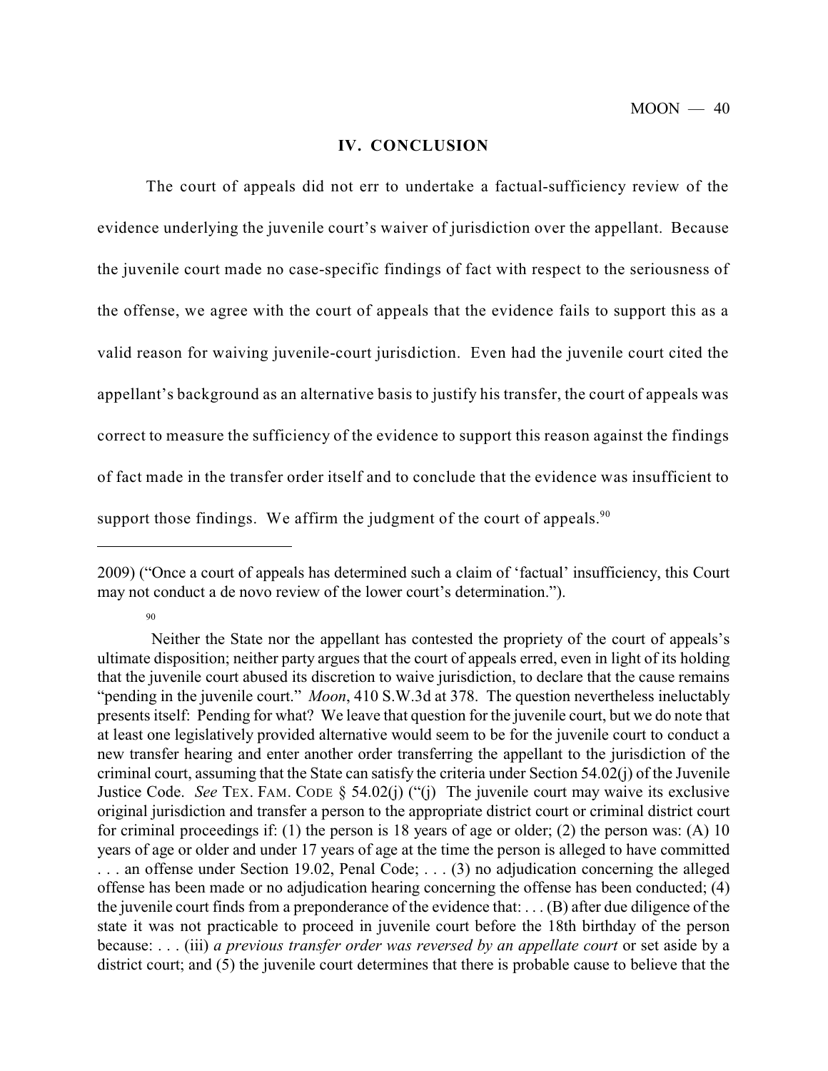## IV. CONCLUSION

The court of appeals did not err to undertake a factual-sufficiency review of the evidence underlying the juvenile court's waiver of jurisdiction over the appellant. Because the juvenile court made no case-specific findings of fact with respect to the seriousness of the offense, we agree with the court of appeals that the evidence fails to support this as a valid reason for waiving juvenile-court jurisdiction. Even had the juvenile court cited the appellant's background as an alternative basis to justify his transfer, the court of appeals was correct to measure the sufficiency of the evidence to support this reason against the findings of fact made in the transfer order itself and to conclude that the evidence was insufficient to support those findings. We affirm the judgment of the court of appeals.[90]

---

2009) ("Once a court of appeals has determined such a claim of 'factual' insufficiency, this Court may not conduct a de novo review of the lower court's determination.").

[90] Neither the State nor the appellant has contested the propriety of the court of appeals's ultimate disposition; neither party argues that the court of appeals erred, even in light of its holding that the juvenile court abused its discretion to waive jurisdiction, to declare that the cause remains "pending in the juvenile court." *Moon*, 410 S.W.3d at 378. The question nevertheless ineluctably presents itself: Pending for what? We leave that question for the juvenile court, but we do note that at least one legislatively provided alternative would seem to be for the juvenile court to conduct a new transfer hearing and enter another order transferring the appellant to the jurisdiction of the criminal court, assuming that the State can satisfy the criteria under Section 54.02(j) of the Juvenile Justice Code. *See* TEX. FAM. CODE § 54.02(j) ("(j) The juvenile court may waive its exclusive original jurisdiction and transfer a person to the appropriate district court or criminal district court for criminal proceedings if: (1) the person is 18 years of age or older; (2) the person was: (A) 10 years of age or older and under 17 years of age at the time the person is alleged to have committed . . . an offense under Section 19.02, Penal Code; . . . (3) no adjudication concerning the alleged offense has been made or no adjudication hearing concerning the offense has been conducted; (4) the juvenile court finds from a preponderance of the evidence that: . . . (B) after due diligence of the state it was not practicable to proceed in juvenile court before the 18th birthday of the person because: . . . (iii) *a previous transfer order was reversed by an appellate court* or set aside by a district court; and (5) the juvenile court determines that there is probable cause to believe that the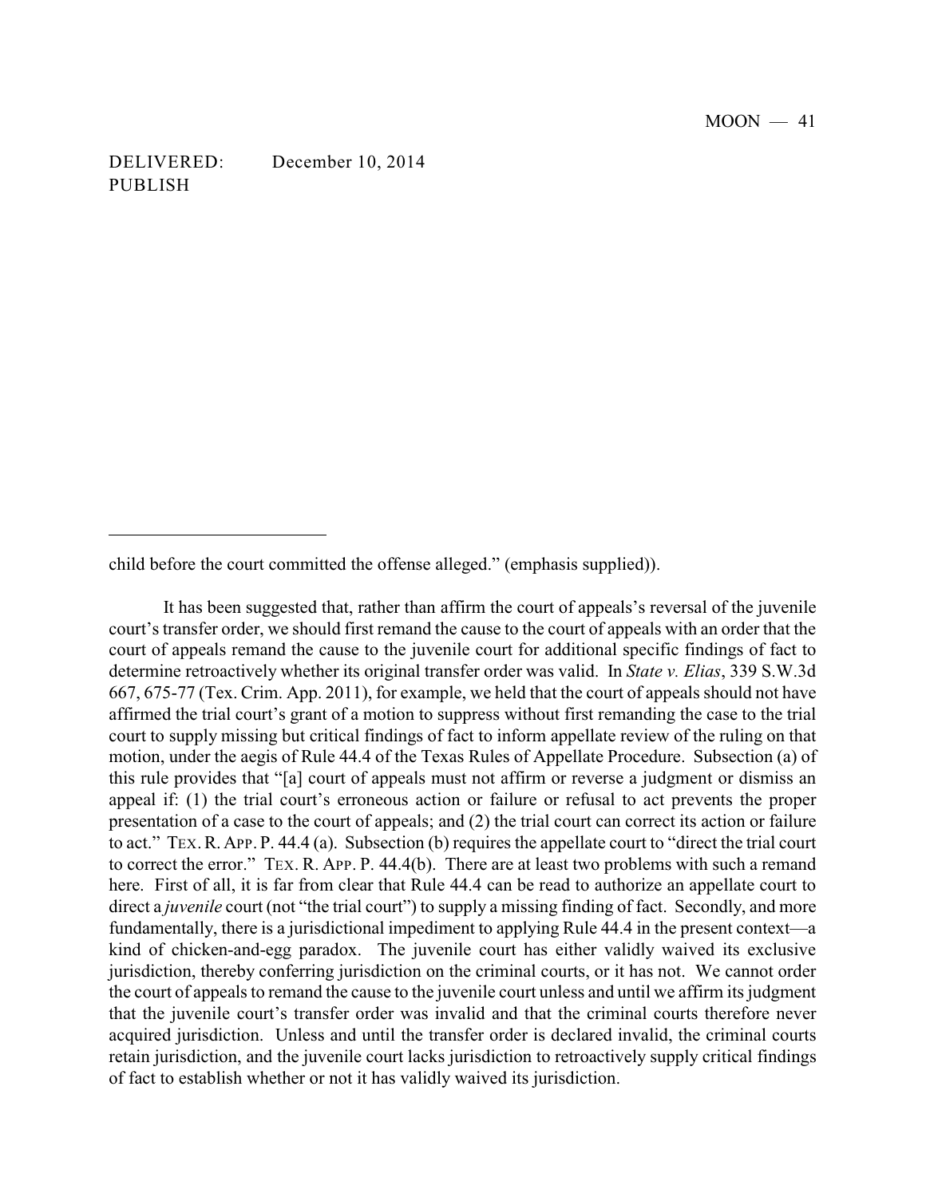DELIVERED: December 10, 2014
PUBLISH

---

child before the court committed the offense alleged." (emphasis supplied)).

It has been suggested that, rather than affirm the court of appeals's reversal of the juvenile court's transfer order, we should first remand the cause to the court of appeals with an order that the court of appeals remand the cause to the juvenile court for additional specific findings of fact to determine retroactively whether its original transfer order was valid. In *State v. Elias*, 339 S.W.3d 667, 675-77 (Tex. Crim. App. 2011), for example, we held that the court of appeals should not have affirmed the trial court's grant of a motion to suppress without first remanding the case to the trial court to supply missing but critical findings of fact to inform appellate review of the ruling on that motion, under the aegis of Rule 44.4 of the Texas Rules of Appellate Procedure. Subsection (a) of this rule provides that "[a] court of appeals must not affirm or reverse a judgment or dismiss an appeal if: (1) the trial court's erroneous action or failure or refusal to act prevents the proper presentation of a case to the court of appeals; and (2) the trial court can correct its action or failure to act." TEX. R. APP. P. 44.4 (a). Subsection (b) requires the appellate court to "direct the trial court to correct the error." TEX. R. APP. P. 44.4(b). There are at least two problems with such a remand here. First of all, it is far from clear that Rule 44.4 can be read to authorize an appellate court to direct a *juvenile* court (not "the trial court") to supply a missing finding of fact. Secondly, and more fundamentally, there is a jurisdictional impediment to applying Rule 44.4 in the present context—a kind of chicken-and-egg paradox. The juvenile court has either validly waived its exclusive jurisdiction, thereby conferring jurisdiction on the criminal courts, or it has not. We cannot order the court of appeals to remand the cause to the juvenile court unless and until we affirm its judgment that the juvenile court's transfer order was invalid and that the criminal courts therefore never acquired jurisdiction. Unless and until the transfer order is declared invalid, the criminal courts retain jurisdiction, and the juvenile court lacks jurisdiction to retroactively supply critical findings of fact to establish whether or not it has validly waived its jurisdiction.